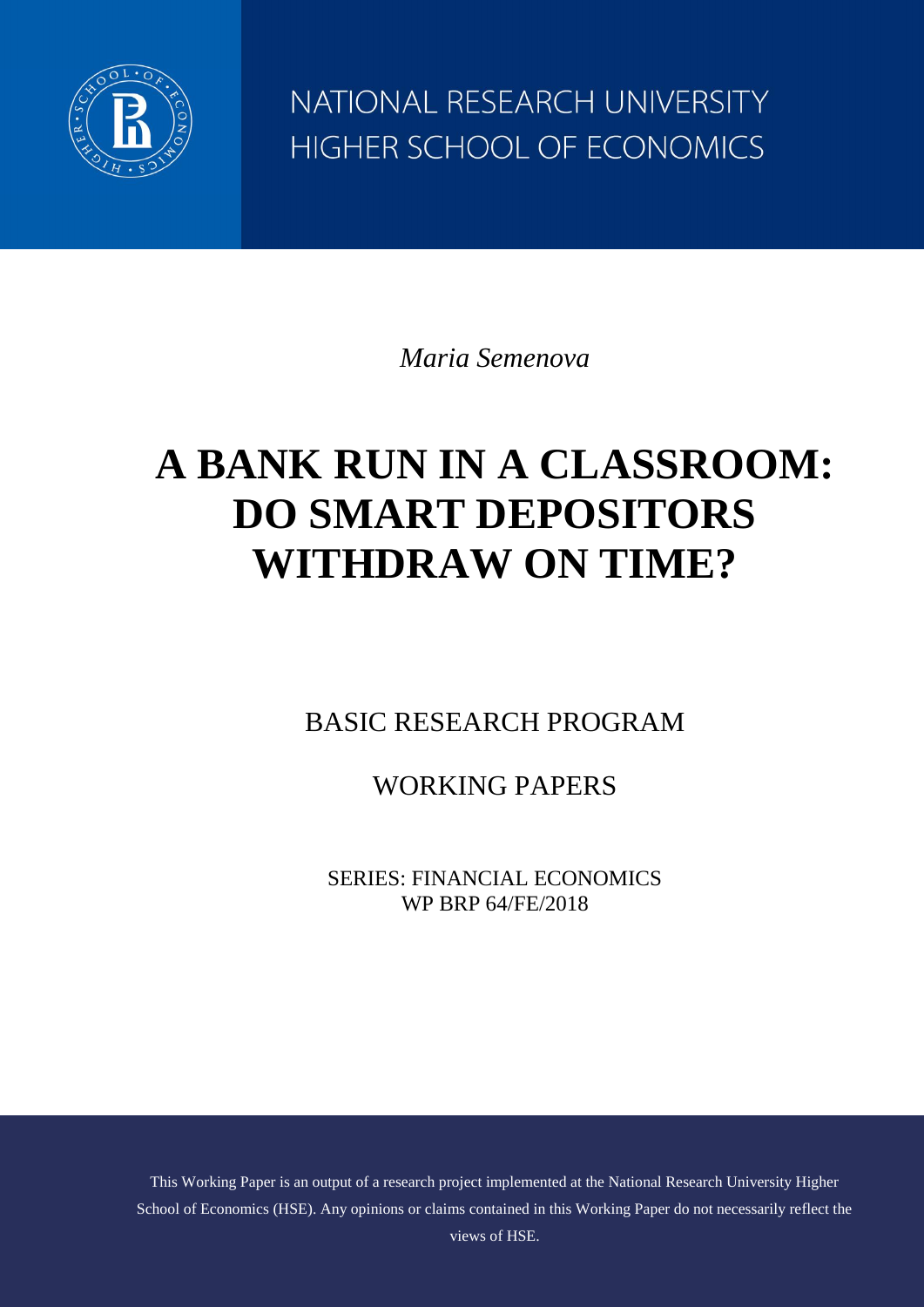NATIONAL RESEARCH UNIVERSITY
HIGHER SCHOOL OF ECONOMICS

*Maria Semenova*

# A BANK RUN IN A CLASSROOM: DO SMART DEPOSITORS WITHDRAW ON TIME?

BASIC RESEARCH PROGRAM

WORKING PAPERS

SERIES: FINANCIAL ECONOMICS
WP BRP 64/FE/2018

This Working Paper is an output of a research project implemented at the National Research University Higher School of Economics (HSE). Any opinions or claims contained in this Working Paper do not necessarily reflect the views of HSE.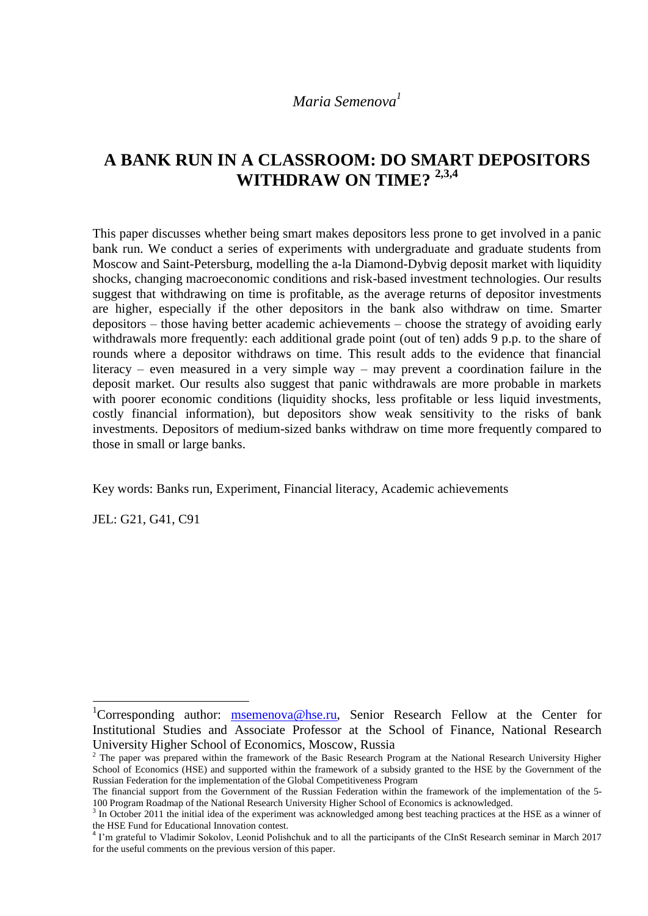*Maria Semenova*[1]

# A BANK RUN IN A CLASSROOM: DO SMART DEPOSITORS WITHDRAW ON TIME? [2,3,4]

This paper discusses whether being smart makes depositors less prone to get involved in a panic bank run. We conduct a series of experiments with undergraduate and graduate students from Moscow and Saint-Petersburg, modelling the a-la Diamond-Dybvig deposit market with liquidity shocks, changing macroeconomic conditions and risk-based investment technologies. Our results suggest that withdrawing on time is profitable, as the average returns of depositor investments are higher, especially if the other depositors in the bank also withdraw on time. Smarter depositors – those having better academic achievements – choose the strategy of avoiding early withdrawals more frequently: each additional grade point (out of ten) adds 9 p.p. to the share of rounds where a depositor withdraws on time. This result adds to the evidence that financial literacy – even measured in a very simple way – may prevent a coordination failure in the deposit market. Our results also suggest that panic withdrawals are more probable in markets with poorer economic conditions (liquidity shocks, less profitable or less liquid investments, costly financial information), but depositors show weak sensitivity to the risks of bank investments. Depositors of medium-sized banks withdraw on time more frequently compared to those in small or large banks.

Key words: Banks run, Experiment, Financial literacy, Academic achievements

JEL: G21, G41, C91

---

[1] Corresponding author: msemenova@hse.ru, Senior Research Fellow at the Center for Institutional Studies and Associate Professor at the School of Finance, National Research University Higher School of Economics, Moscow, Russia

[2] The paper was prepared within the framework of the Basic Research Program at the National Research University Higher School of Economics (HSE) and supported within the framework of a subsidy granted to the HSE by the Government of the Russian Federation for the implementation of the Global Competitiveness Program

The financial support from the Government of the Russian Federation within the framework of the implementation of the 5-100 Program Roadmap of the National Research University Higher School of Economics is acknowledged.

[3] In October 2011 the initial idea of the experiment was acknowledged among best teaching practices at the HSE as a winner of the HSE Fund for Educational Innovation contest.

[4] I'm grateful to Vladimir Sokolov, Leonid Polishchuk and to all the participants of the CInSt Research seminar in March 2017 for the useful comments on the previous version of this paper.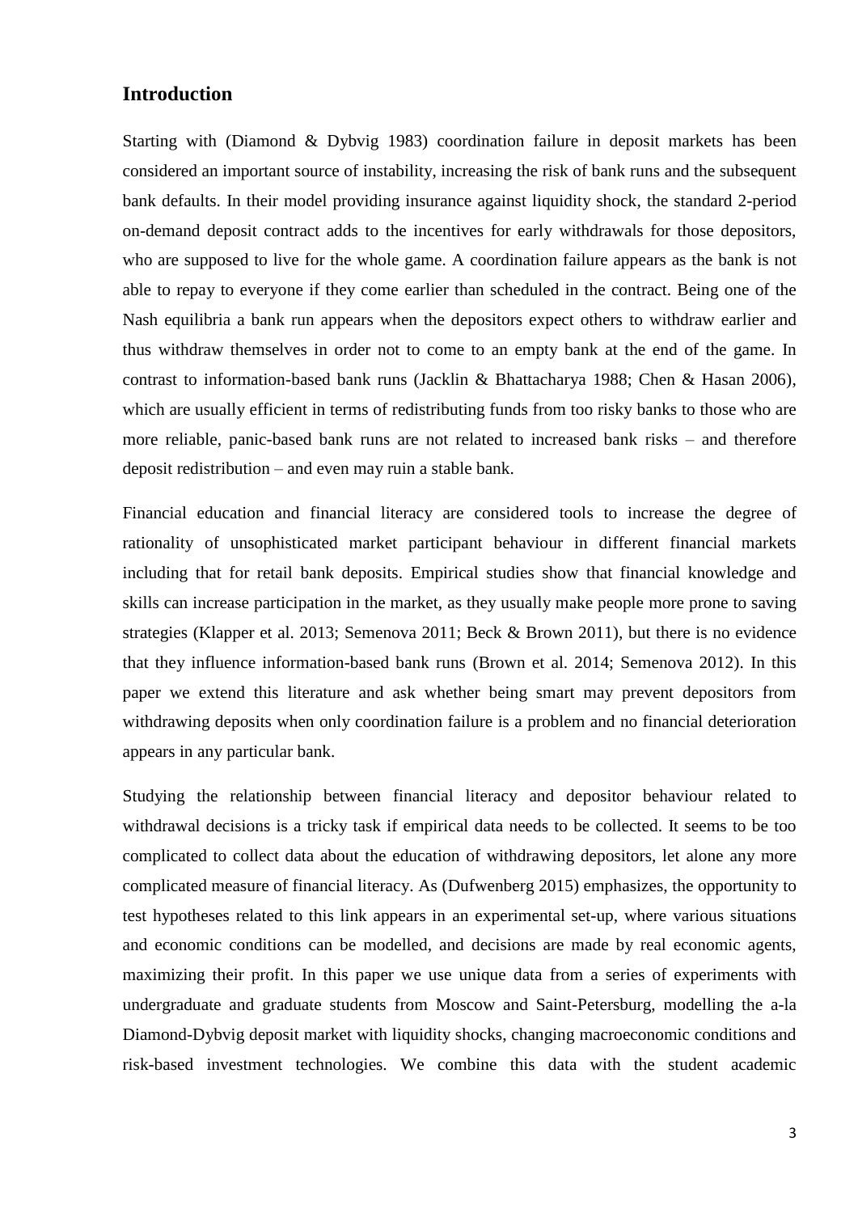## Introduction

Starting with (Diamond & Dybvig 1983) coordination failure in deposit markets has been considered an important source of instability, increasing the risk of bank runs and the subsequent bank defaults. In their model providing insurance against liquidity shock, the standard 2-period on-demand deposit contract adds to the incentives for early withdrawals for those depositors, who are supposed to live for the whole game. A coordination failure appears as the bank is not able to repay to everyone if they come earlier than scheduled in the contract. Being one of the Nash equilibria a bank run appears when the depositors expect others to withdraw earlier and thus withdraw themselves in order not to come to an empty bank at the end of the game. In contrast to information-based bank runs (Jacklin & Bhattacharya 1988; Chen & Hasan 2006), which are usually efficient in terms of redistributing funds from too risky banks to those who are more reliable, panic-based bank runs are not related to increased bank risks – and therefore deposit redistribution – and even may ruin a stable bank.

Financial education and financial literacy are considered tools to increase the degree of rationality of unsophisticated market participant behaviour in different financial markets including that for retail bank deposits. Empirical studies show that financial knowledge and skills can increase participation in the market, as they usually make people more prone to saving strategies (Klapper et al. 2013; Semenova 2011; Beck & Brown 2011), but there is no evidence that they influence information-based bank runs (Brown et al. 2014; Semenova 2012). In this paper we extend this literature and ask whether being smart may prevent depositors from withdrawing deposits when only coordination failure is a problem and no financial deterioration appears in any particular bank.

Studying the relationship between financial literacy and depositor behaviour related to withdrawal decisions is a tricky task if empirical data needs to be collected. It seems to be too complicated to collect data about the education of withdrawing depositors, let alone any more complicated measure of financial literacy. As (Dufwenberg 2015) emphasizes, the opportunity to test hypotheses related to this link appears in an experimental set-up, where various situations and economic conditions can be modelled, and decisions are made by real economic agents, maximizing their profit. In this paper we use unique data from a series of experiments with undergraduate and graduate students from Moscow and Saint-Petersburg, modelling the a-la Diamond-Dybvig deposit market with liquidity shocks, changing macroeconomic conditions and risk-based investment technologies. We combine this data with the student academic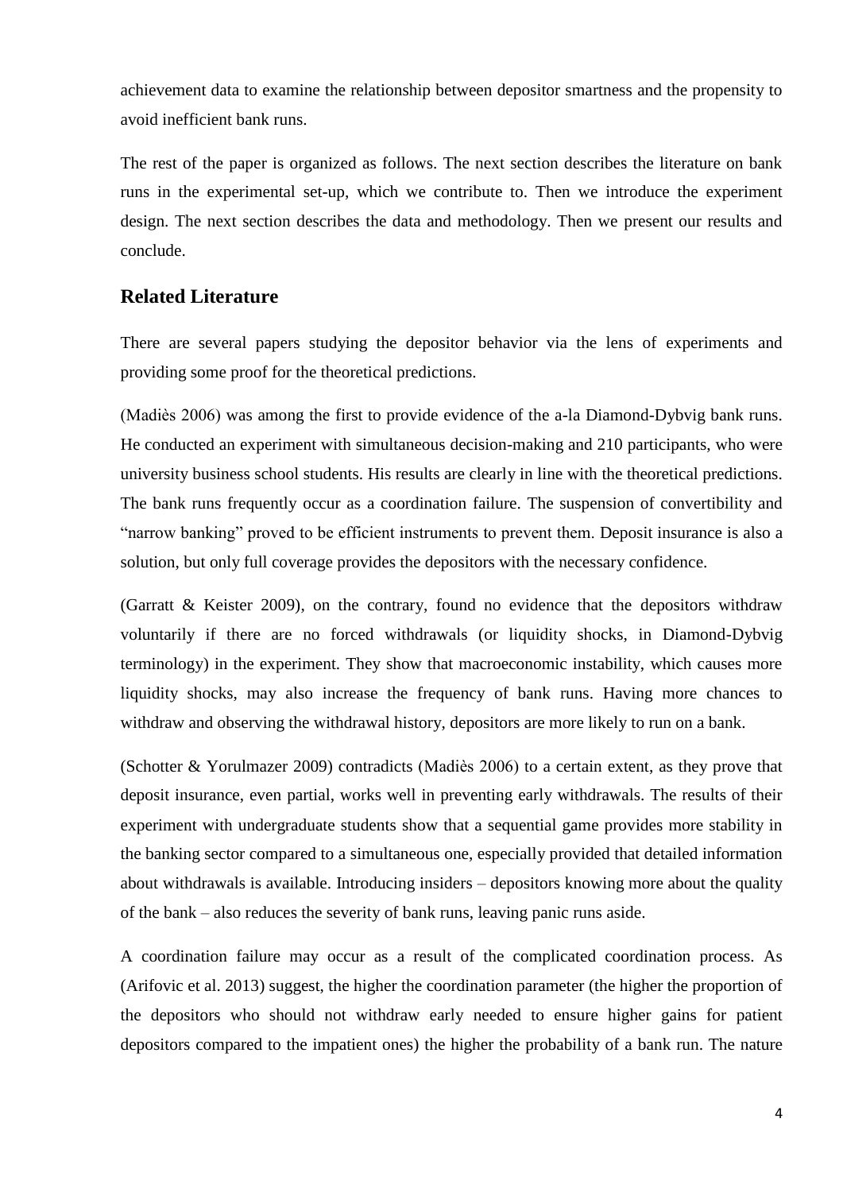achievement data to examine the relationship between depositor smartness and the propensity to avoid inefficient bank runs.

The rest of the paper is organized as follows. The next section describes the literature on bank runs in the experimental set-up, which we contribute to. Then we introduce the experiment design. The next section describes the data and methodology. Then we present our results and conclude.

## Related Literature

There are several papers studying the depositor behavior via the lens of experiments and providing some proof for the theoretical predictions.

(Madiès 2006) was among the first to provide evidence of the a-la Diamond-Dybvig bank runs. He conducted an experiment with simultaneous decision-making and 210 participants, who were university business school students. His results are clearly in line with the theoretical predictions. The bank runs frequently occur as a coordination failure. The suspension of convertibility and "narrow banking" proved to be efficient instruments to prevent them. Deposit insurance is also a solution, but only full coverage provides the depositors with the necessary confidence.

(Garratt & Keister 2009), on the contrary, found no evidence that the depositors withdraw voluntarily if there are no forced withdrawals (or liquidity shocks, in Diamond-Dybvig terminology) in the experiment. They show that macroeconomic instability, which causes more liquidity shocks, may also increase the frequency of bank runs. Having more chances to withdraw and observing the withdrawal history, depositors are more likely to run on a bank.

(Schotter & Yorulmazer 2009) contradicts (Madiès 2006) to a certain extent, as they prove that deposit insurance, even partial, works well in preventing early withdrawals. The results of their experiment with undergraduate students show that a sequential game provides more stability in the banking sector compared to a simultaneous one, especially provided that detailed information about withdrawals is available. Introducing insiders – depositors knowing more about the quality of the bank – also reduces the severity of bank runs, leaving panic runs aside.

A coordination failure may occur as a result of the complicated coordination process. As (Arifovic et al. 2013) suggest, the higher the coordination parameter (the higher the proportion of the depositors who should not withdraw early needed to ensure higher gains for patient depositors compared to the impatient ones) the higher the probability of a bank run. The nature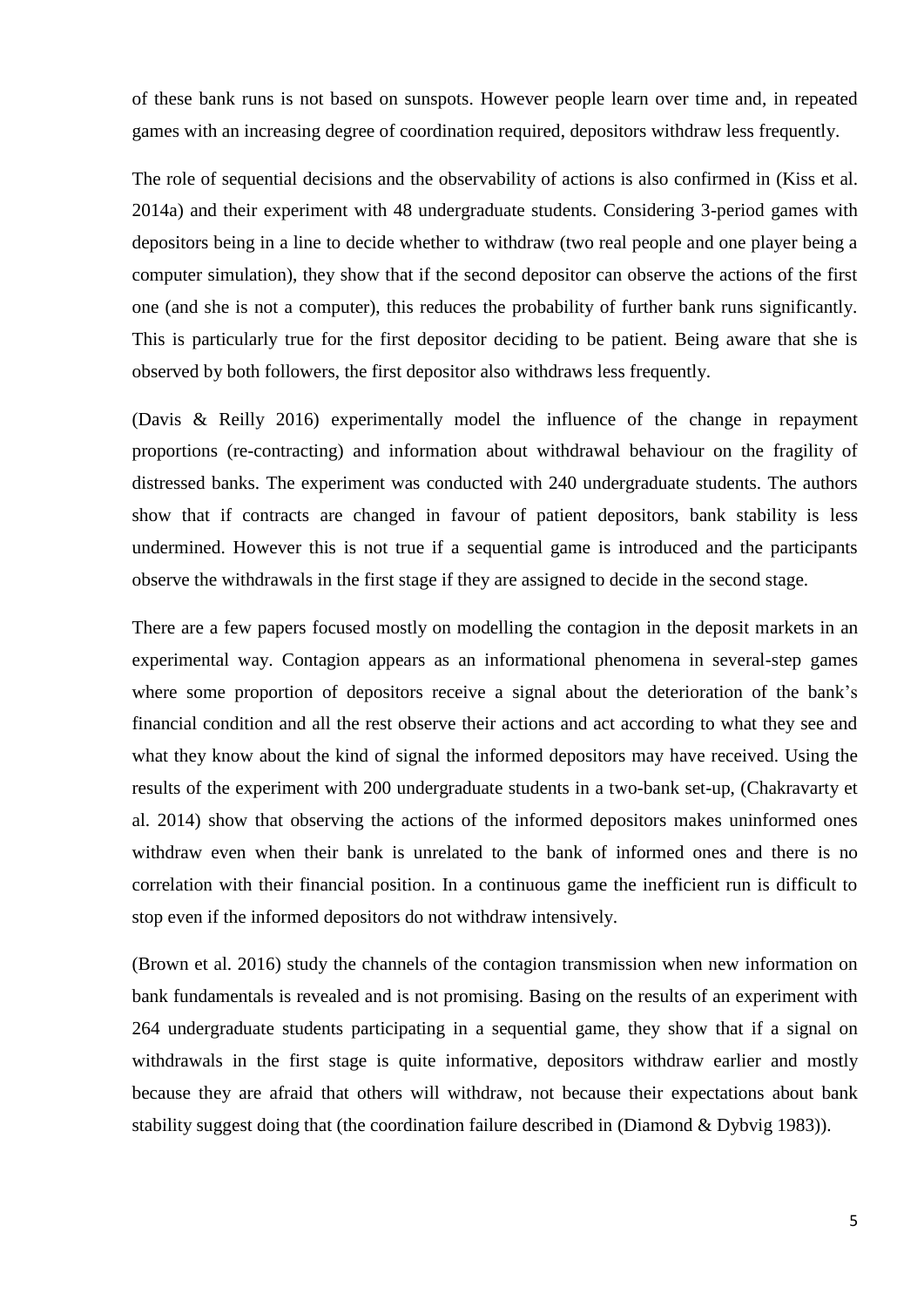of these bank runs is not based on sunspots. However people learn over time and, in repeated games with an increasing degree of coordination required, depositors withdraw less frequently.

The role of sequential decisions and the observability of actions is also confirmed in (Kiss et al. 2014a) and their experiment with 48 undergraduate students. Considering 3-period games with depositors being in a line to decide whether to withdraw (two real people and one player being a computer simulation), they show that if the second depositor can observe the actions of the first one (and she is not a computer), this reduces the probability of further bank runs significantly. This is particularly true for the first depositor deciding to be patient. Being aware that she is observed by both followers, the first depositor also withdraws less frequently.

(Davis & Reilly 2016) experimentally model the influence of the change in repayment proportions (re-contracting) and information about withdrawal behaviour on the fragility of distressed banks. The experiment was conducted with 240 undergraduate students. The authors show that if contracts are changed in favour of patient depositors, bank stability is less undermined. However this is not true if a sequential game is introduced and the participants observe the withdrawals in the first stage if they are assigned to decide in the second stage.

There are a few papers focused mostly on modelling the contagion in the deposit markets in an experimental way. Contagion appears as an informational phenomena in several-step games where some proportion of depositors receive a signal about the deterioration of the bank's financial condition and all the rest observe their actions and act according to what they see and what they know about the kind of signal the informed depositors may have received. Using the results of the experiment with 200 undergraduate students in a two-bank set-up, (Chakravarty et al. 2014) show that observing the actions of the informed depositors makes uninformed ones withdraw even when their bank is unrelated to the bank of informed ones and there is no correlation with their financial position. In a continuous game the inefficient run is difficult to stop even if the informed depositors do not withdraw intensively.

(Brown et al. 2016) study the channels of the contagion transmission when new information on bank fundamentals is revealed and is not promising. Basing on the results of an experiment with 264 undergraduate students participating in a sequential game, they show that if a signal on withdrawals in the first stage is quite informative, depositors withdraw earlier and mostly because they are afraid that others will withdraw, not because their expectations about bank stability suggest doing that (the coordination failure described in (Diamond & Dybvig 1983)).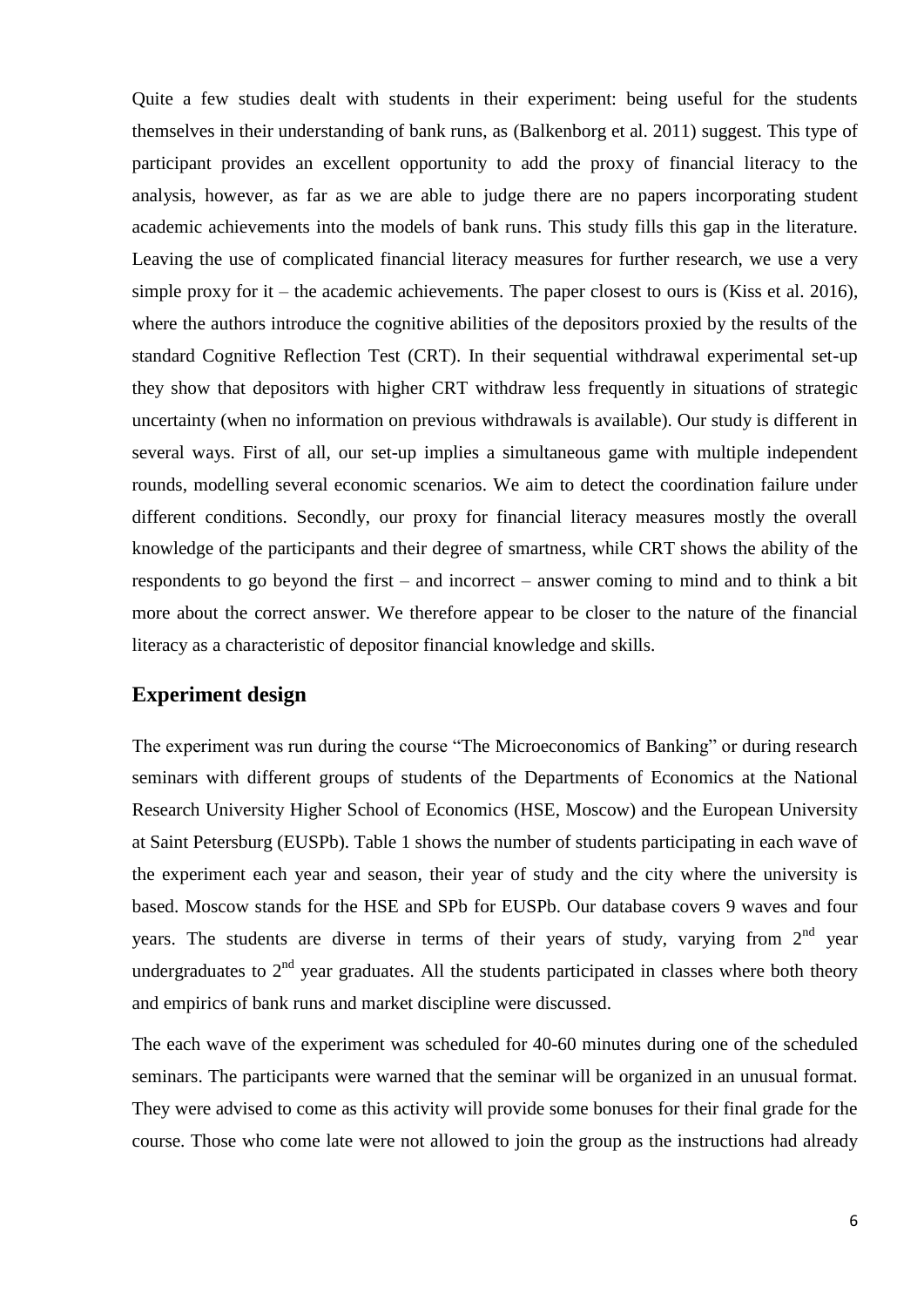Quite a few studies dealt with students in their experiment: being useful for the students themselves in their understanding of bank runs, as (Balkenborg et al. 2011) suggest. This type of participant provides an excellent opportunity to add the proxy of financial literacy to the analysis, however, as far as we are able to judge there are no papers incorporating student academic achievements into the models of bank runs. This study fills this gap in the literature. Leaving the use of complicated financial literacy measures for further research, we use a very simple proxy for it – the academic achievements. The paper closest to ours is (Kiss et al. 2016), where the authors introduce the cognitive abilities of the depositors proxied by the results of the standard Cognitive Reflection Test (CRT). In their sequential withdrawal experimental set-up they show that depositors with higher CRT withdraw less frequently in situations of strategic uncertainty (when no information on previous withdrawals is available). Our study is different in several ways. First of all, our set-up implies a simultaneous game with multiple independent rounds, modelling several economic scenarios. We aim to detect the coordination failure under different conditions. Secondly, our proxy for financial literacy measures mostly the overall knowledge of the participants and their degree of smartness, while CRT shows the ability of the respondents to go beyond the first – and incorrect – answer coming to mind and to think a bit more about the correct answer. We therefore appear to be closer to the nature of the financial literacy as a characteristic of depositor financial knowledge and skills.

## Experiment design

The experiment was run during the course "The Microeconomics of Banking" or during research seminars with different groups of students of the Departments of Economics at the National Research University Higher School of Economics (HSE, Moscow) and the European University at Saint Petersburg (EUSPb). Table 1 shows the number of students participating in each wave of the experiment each year and season, their year of study and the city where the university is based. Moscow stands for the HSE and SPb for EUSPb. Our database covers 9 waves and four years. The students are diverse in terms of their years of study, varying from 2nd year undergraduates to 2nd year graduates. All the students participated in classes where both theory and empirics of bank runs and market discipline were discussed.

The each wave of the experiment was scheduled for 40-60 minutes during one of the scheduled seminars. The participants were warned that the seminar will be organized in an unusual format. They were advised to come as this activity will provide some bonuses for their final grade for the course. Those who come late were not allowed to join the group as the instructions had already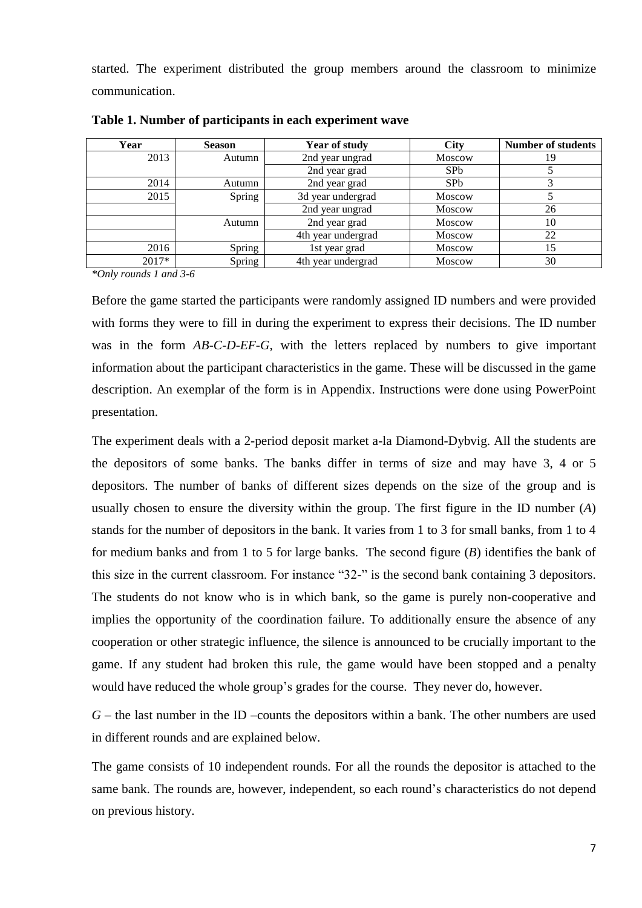started. The experiment distributed the group members around the classroom to minimize communication.

**Table 1. Number of participants in each experiment wave**

| Year | Season | Year of study | City | Number of students |
|---|---|---|---|---|
| 2013 | Autumn | 2nd year ungrad | Moscow | 19 |
| | | 2nd year grad | SPb | 5 |
| 2014 | Autumn | 2nd year grad | SPb | 3 |
| 2015 | Spring | 3d year undergrad | Moscow | 5 |
| | | 2nd year ungrad | Moscow | 26 |
| | Autumn | 2nd year grad | Moscow | 10 |
| | | 4th year undergrad | Moscow | 22 |
| 2016 | Spring | 1st year grad | Moscow | 15 |
| 2017* | Spring | 4th year undergrad | Moscow | 30 |

*\*Only rounds 1 and 3-6*

Before the game started the participants were randomly assigned ID numbers and were provided with forms they were to fill in during the experiment to express their decisions. The ID number was in the form *AB-C-D-EF-G*, with the letters replaced by numbers to give important information about the participant characteristics in the game. These will be discussed in the game description. An exemplar of the form is in Appendix. Instructions were done using PowerPoint presentation.

The experiment deals with a 2-period deposit market a-la Diamond-Dybvig. All the students are the depositors of some banks. The banks differ in terms of size and may have 3, 4 or 5 depositors. The number of banks of different sizes depends on the size of the group and is usually chosen to ensure the diversity within the group. The first figure in the ID number (*A*) stands for the number of depositors in the bank. It varies from 1 to 3 for small banks, from 1 to 4 for medium banks and from 1 to 5 for large banks. The second figure (*B*) identifies the bank of this size in the current classroom. For instance "32-" is the second bank containing 3 depositors. The students do not know who is in which bank, so the game is purely non-cooperative and implies the opportunity of the coordination failure. To additionally ensure the absence of any cooperation or other strategic influence, the silence is announced to be crucially important to the game. If any student had broken this rule, the game would have been stopped and a penalty would have reduced the whole group's grades for the course. They never do, however.

*G* – the last number in the ID –counts the depositors within a bank. The other numbers are used in different rounds and are explained below.

The game consists of 10 independent rounds. For all the rounds the depositor is attached to the same bank. The rounds are, however, independent, so each round's characteristics do not depend on previous history.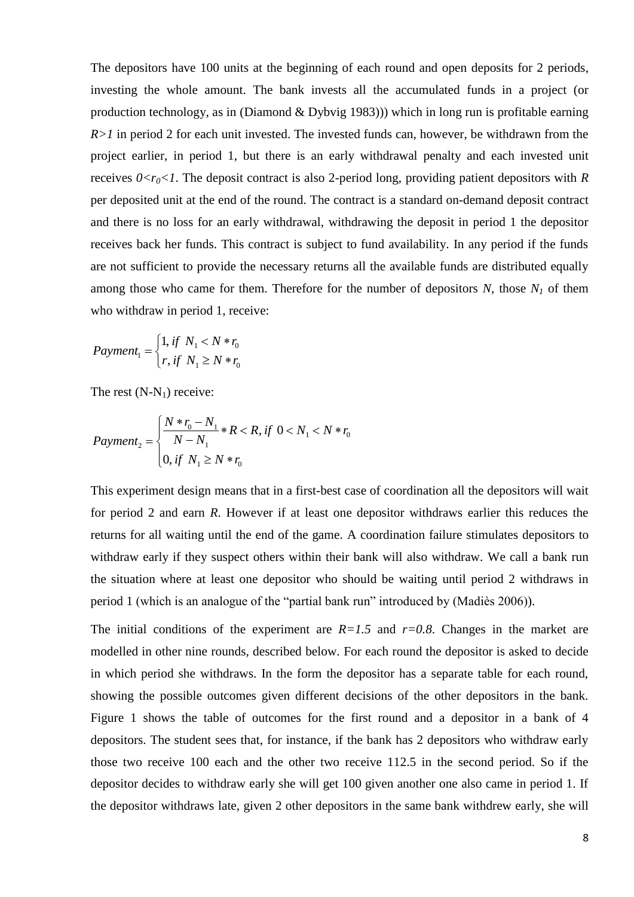The depositors have 100 units at the beginning of each round and open deposits for 2 periods, investing the whole amount. The bank invests all the accumulated funds in a project (or production technology, as in (Diamond & Dybvig 1983))) which in long run is profitable earning $R>1$ in period 2 for each unit invested. The invested funds can, however, be withdrawn from the project earlier, in period 1, but there is an early withdrawal penalty and each invested unit receives $0<r_0<1$. The deposit contract is also 2-period long, providing patient depositors with $R$ per deposited unit at the end of the round. The contract is a standard on-demand deposit contract and there is no loss for an early withdrawal, withdrawing the deposit in period 1 the depositor receives back her funds. This contract is subject to fund availability. In any period if the funds are not sufficient to provide the necessary returns all the available funds are distributed equally among those who came for them. Therefore for the number of depositors $N$, those $N_1$ of them who withdraw in period 1, receive:

$$Payment_1 = \begin{cases} 1, if \ N_1 < N * r_0 \\ r, if \ N_1 \geq N * r_0 \end{cases}$$

The rest ($N$-$N_1$) receive:

$$Payment_2 = \begin{cases} \dfrac{N * r_0 - N_1}{N - N_1} * R < R, if \ 0 < N_1 < N * r_0 \\ 0, if \ N_1 \geq N * r_0 \end{cases}$$

This experiment design means that in a first-best case of coordination all the depositors will wait for period 2 and earn $R$. However if at least one depositor withdraws earlier this reduces the returns for all waiting until the end of the game. A coordination failure stimulates depositors to withdraw early if they suspect others within their bank will also withdraw. We call a bank run the situation where at least one depositor who should be waiting until period 2 withdraws in period 1 (which is an analogue of the "partial bank run" introduced by (Madiès 2006)).

The initial conditions of the experiment are $R=1.5$ and $r=0.8$. Changes in the market are modelled in other nine rounds, described below. For each round the depositor is asked to decide in which period she withdraws. In the form the depositor has a separate table for each round, showing the possible outcomes given different decisions of the other depositors in the bank. Figure 1 shows the table of outcomes for the first round and a depositor in a bank of 4 depositors. The student sees that, for instance, if the bank has 2 depositors who withdraw early those two receive 100 each and the other two receive 112.5 in the second period. So if the depositor decides to withdraw early she will get 100 given another one also came in period 1. If the depositor withdraws late, given 2 other depositors in the same bank withdrew early, she will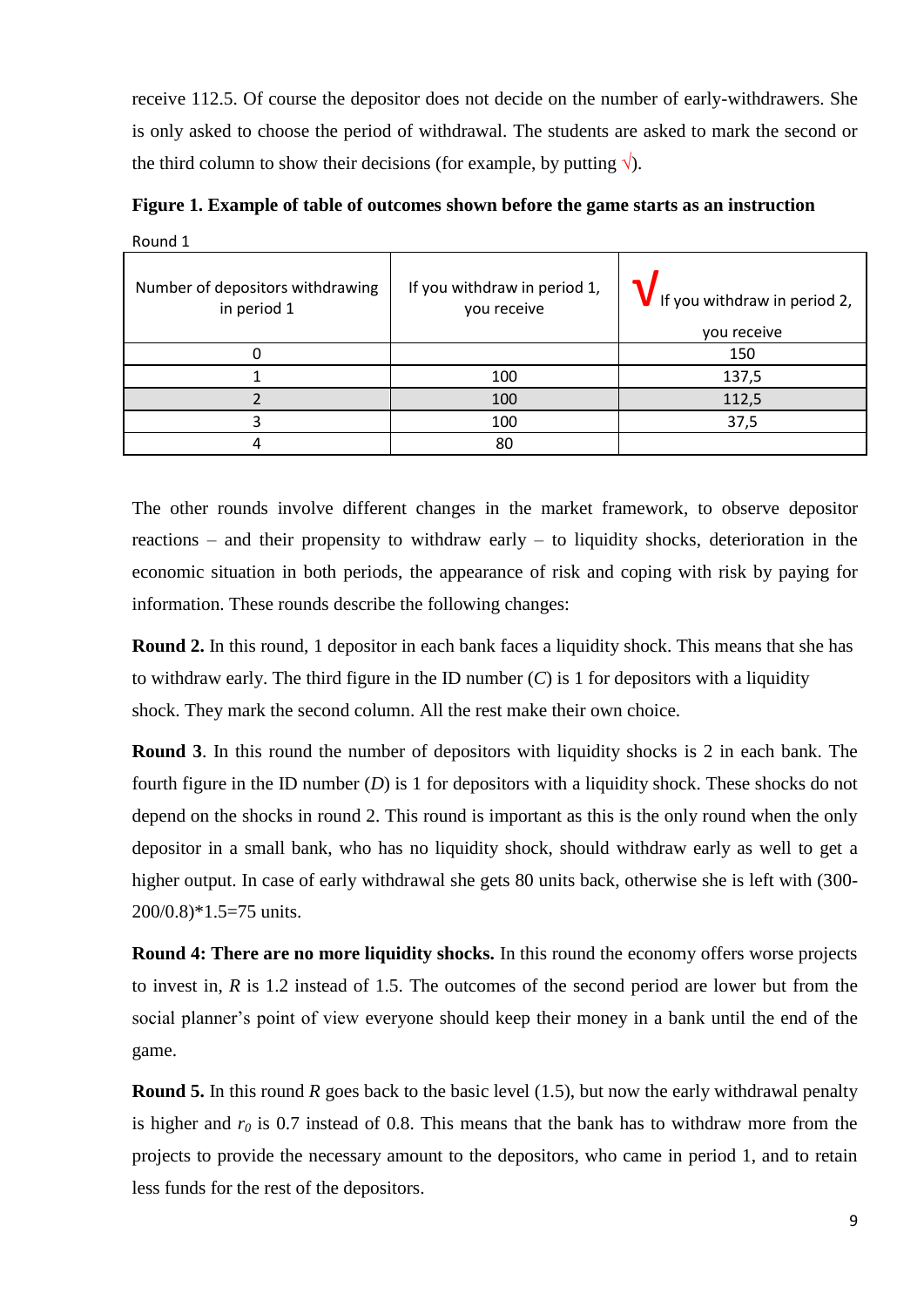receive 112.5. Of course the depositor does not decide on the number of early-withdrawers. She is only asked to choose the period of withdrawal. The students are asked to mark the second or the third column to show their decisions (for example, by putting √).

**Figure 1. Example of table of outcomes shown before the game starts as an instruction**

Round 1

| Number of depositors withdrawing in period 1 | If you withdraw in period 1, you receive | √ If you withdraw in period 2, you receive |
|---|---|---|
| 0 | | 150 |
| 1 | 100 | 137,5 |
| 2 | 100 | 112,5 |
| 3 | 100 | 37,5 |
| 4 | 80 | |

The other rounds involve different changes in the market framework, to observe depositor reactions – and their propensity to withdraw early – to liquidity shocks, deterioration in the economic situation in both periods, the appearance of risk and coping with risk by paying for information. These rounds describe the following changes:

**Round 2.** In this round, 1 depositor in each bank faces a liquidity shock. This means that she has to withdraw early. The third figure in the ID number (*C*) is 1 for depositors with a liquidity shock. They mark the second column. All the rest make their own choice.

**Round 3**. In this round the number of depositors with liquidity shocks is 2 in each bank. The fourth figure in the ID number (*D*) is 1 for depositors with a liquidity shock. These shocks do not depend on the shocks in round 2. This round is important as this is the only round when the only depositor in a small bank, who has no liquidity shock, should withdraw early as well to get a higher output. In case of early withdrawal she gets 80 units back, otherwise she is left with $(300-200/0.8)*1.5=75$ units.

**Round 4: There are no more liquidity shocks.** In this round the economy offers worse projects to invest in, $R$ is 1.2 instead of 1.5. The outcomes of the second period are lower but from the social planner's point of view everyone should keep their money in a bank until the end of the game.

**Round 5.** In this round $R$ goes back to the basic level (1.5), but now the early withdrawal penalty is higher and $r_0$ is 0.7 instead of 0.8. This means that the bank has to withdraw more from the projects to provide the necessary amount to the depositors, who came in period 1, and to retain less funds for the rest of the depositors.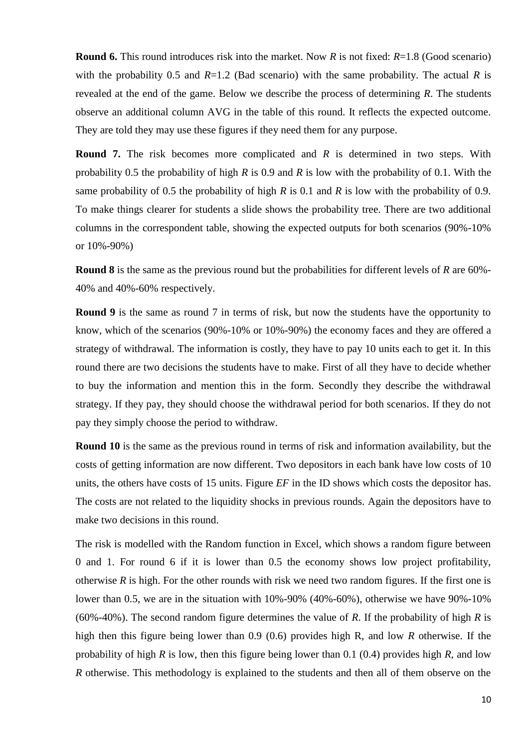**Round 6.** This round introduces risk into the market. Now $R$ is not fixed: $R$=1.8 (Good scenario) with the probability 0.5 and $R$=1.2 (Bad scenario) with the same probability. The actual $R$ is revealed at the end of the game. Below we describe the process of determining $R$. The students observe an additional column AVG in the table of this round. It reflects the expected outcome. They are told they may use these figures if they need them for any purpose.

**Round 7.** The risk becomes more complicated and $R$ is determined in two steps. With probability 0.5 the probability of high $R$ is 0.9 and $R$ is low with the probability of 0.1. With the same probability of 0.5 the probability of high $R$ is 0.1 and $R$ is low with the probability of 0.9. To make things clearer for students a slide shows the probability tree. There are two additional columns in the correspondent table, showing the expected outputs for both scenarios (90%-10% or 10%-90%)

**Round 8** is the same as the previous round but the probabilities for different levels of $R$ are 60%-40% and 40%-60% respectively.

**Round 9** is the same as round 7 in terms of risk, but now the students have the opportunity to know, which of the scenarios (90%-10% or 10%-90%) the economy faces and they are offered a strategy of withdrawal. The information is costly, they have to pay 10 units each to get it. In this round there are two decisions the students have to make. First of all they have to decide whether to buy the information and mention this in the form. Secondly they describe the withdrawal strategy. If they pay, they should choose the withdrawal period for both scenarios. If they do not pay they simply choose the period to withdraw.

**Round 10** is the same as the previous round in terms of risk and information availability, but the costs of getting information are now different. Two depositors in each bank have low costs of 10 units, the others have costs of 15 units. Figure *EF* in the ID shows which costs the depositor has. The costs are not related to the liquidity shocks in previous rounds. Again the depositors have to make two decisions in this round.

The risk is modelled with the Random function in Excel, which shows a random figure between 0 and 1. For round 6 if it is lower than 0.5 the economy shows low project profitability, otherwise $R$ is high. For the other rounds with risk we need two random figures. If the first one is lower than 0.5, we are in the situation with 10%-90% (40%-60%), otherwise we have 90%-10% (60%-40%). The second random figure determines the value of $R$. If the probability of high $R$ is high then this figure being lower than 0.9 (0.6) provides high R, and low $R$ otherwise. If the probability of high $R$ is low, then this figure being lower than 0.1 (0.4) provides high $R$, and low $R$ otherwise. This methodology is explained to the students and then all of them observe on the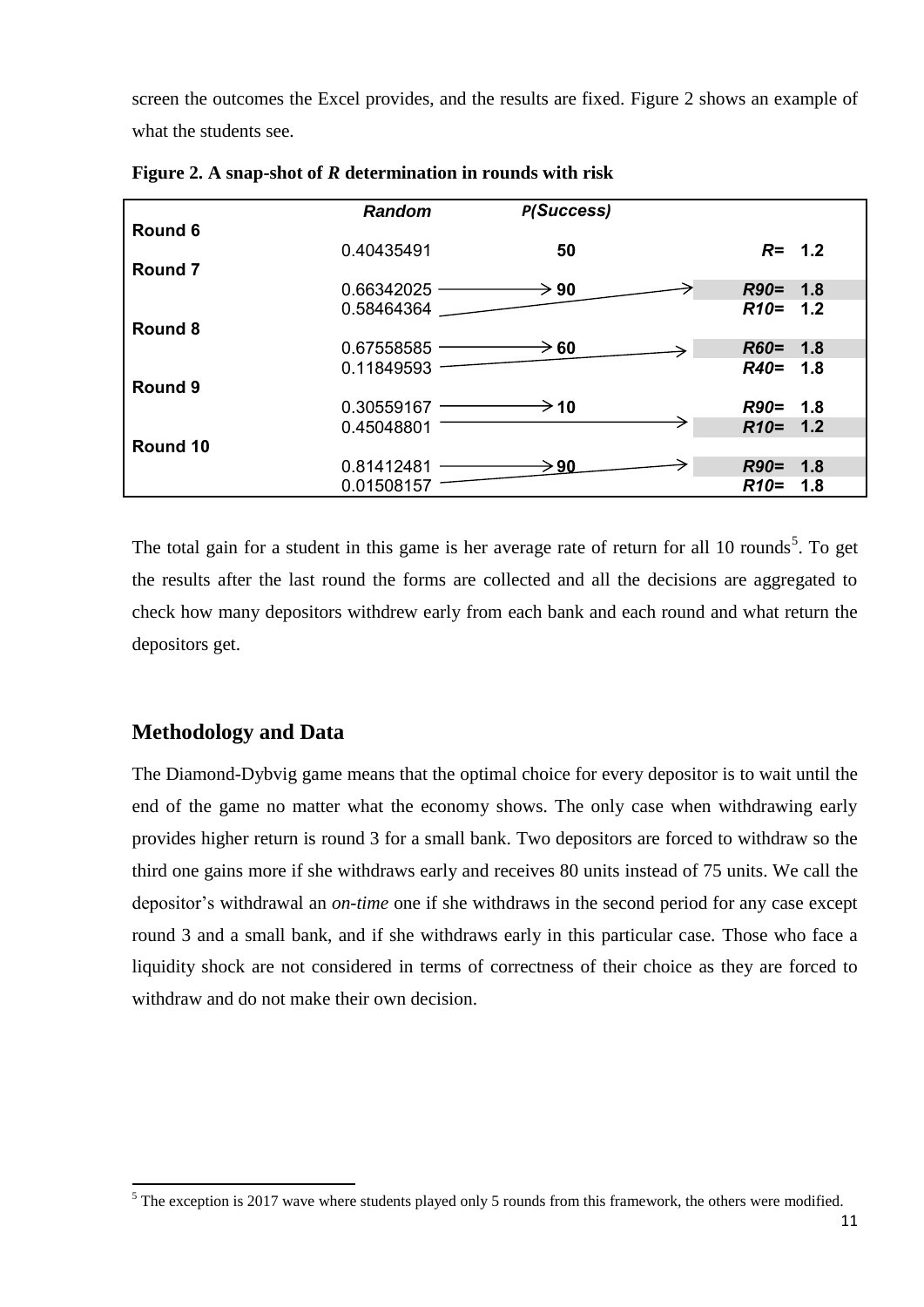screen the outcomes the Excel provides, and the results are fixed. Figure 2 shows an example of what the students see.

**Figure 2. A snap-shot of *R* determination in rounds with risk**

| | Random | P(Success) | |
|---|---|---|---|
| **Round 6** | | | |
| | 0.40435491 | **50** | *R*= **1.2** |
| **Round 7** | | | |
| | 0.66342025 | → **90** | *R90*= **1.8** |
| | 0.58464364 | | *R10*= **1.2** |
| **Round 8** | | | |
| | 0.67558585 | → **60** | *R60*= **1.8** |
| | 0.11849593 | | *R40*= **1.8** |
| **Round 9** | | | |
| | 0.30559167 | → **10** | *R90*= **1.8** |
| | 0.45048801 | | *R10*= **1.2** |
| **Round 10** | | | |
| | 0.81412481 | → **90** | *R90*= **1.8** |
| | 0.01508157 | | *R10*= **1.8** |

The total gain for a student in this game is her average rate of return for all 10 rounds[5]. To get the results after the last round the forms are collected and all the decisions are aggregated to check how many depositors withdrew early from each bank and each round and what return the depositors get.

## Methodology and Data

The Diamond-Dybvig game means that the optimal choice for every depositor is to wait until the end of the game no matter what the economy shows. The only case when withdrawing early provides higher return is round 3 for a small bank. Two depositors are forced to withdraw so the third one gains more if she withdraws early and receives 80 units instead of 75 units. We call the depositor's withdrawal an *on-time* one if she withdraws in the second period for any case except round 3 and a small bank, and if she withdraws early in this particular case. Those who face a liquidity shock are not considered in terms of correctness of their choice as they are forced to withdraw and do not make their own decision.

[5] The exception is 2017 wave where students played only 5 rounds from this framework, the others were modified.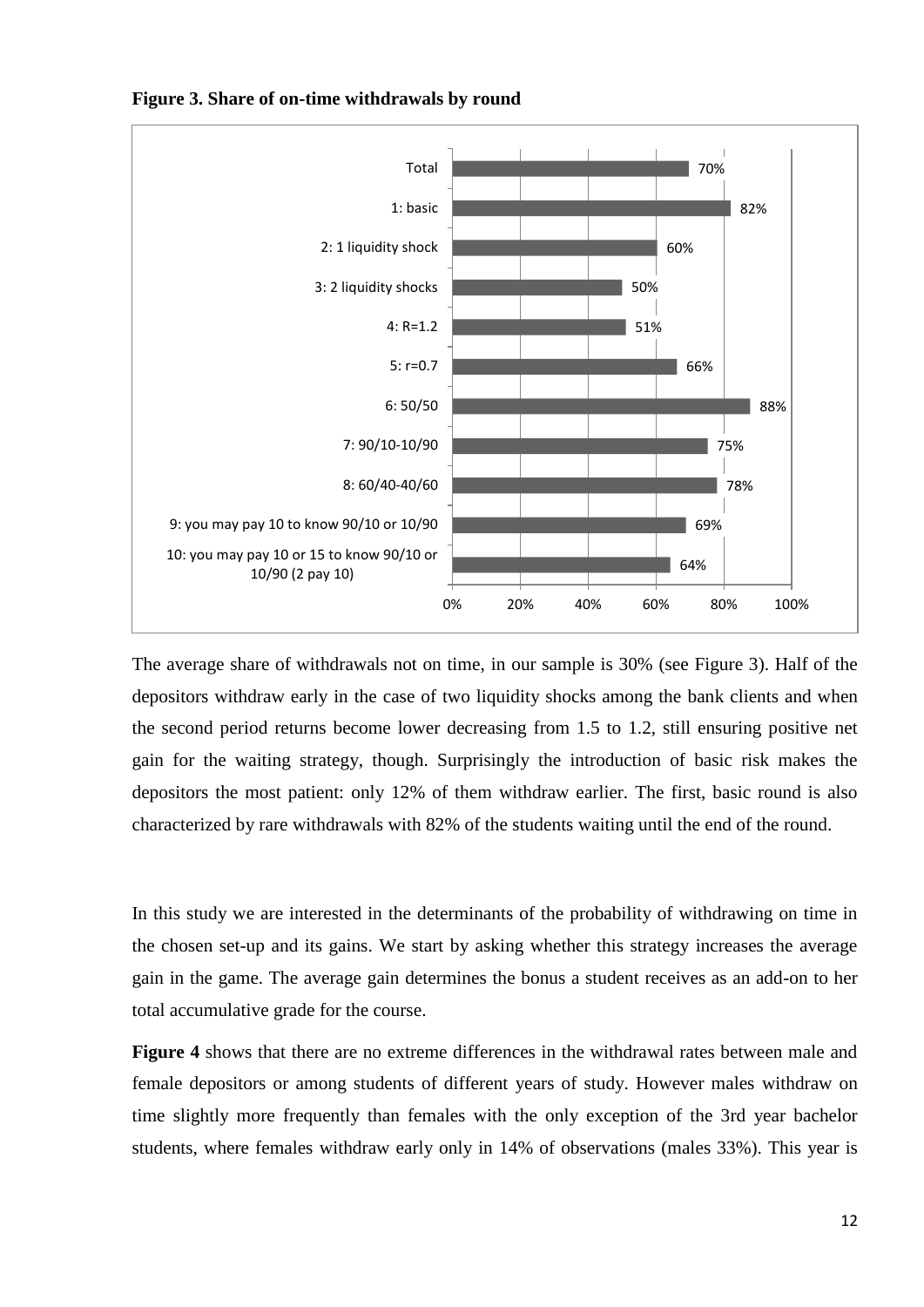**Figure 3. Share of on-time withdrawals by round**

| Round | Share of on-time withdrawals |
|---|---|
| Total | 70% |
| 1: basic | 82% |
| 2: 1 liquidity shock | 60% |
| 3: 2 liquidity shocks | 50% |
| 4: R=1.2 | 51% |
| 5: r=0.7 | 66% |
| 6: 50/50 | 88% |
| 7: 90/10-10/90 | 75% |
| 8: 60/40-40/60 | 78% |
| 9: you may pay 10 to know 90/10 or 10/90 | 69% |
| 10: you may pay 10 or 15 to know 90/10 or 10/90 (2 pay 10) | 64% |

The average share of withdrawals not on time, in our sample is 30% (see Figure 3). Half of the depositors withdraw early in the case of two liquidity shocks among the bank clients and when the second period returns become lower decreasing from 1.5 to 1.2, still ensuring positive net gain for the waiting strategy, though. Surprisingly the introduction of basic risk makes the depositors the most patient: only 12% of them withdraw earlier. The first, basic round is also characterized by rare withdrawals with 82% of the students waiting until the end of the round.

In this study we are interested in the determinants of the probability of withdrawing on time in the chosen set-up and its gains. We start by asking whether this strategy increases the average gain in the game. The average gain determines the bonus a student receives as an add-on to her total accumulative grade for the course.

**Figure 4** shows that there are no extreme differences in the withdrawal rates between male and female depositors or among students of different years of study. However males withdraw on time slightly more frequently than females with the only exception of the 3rd year bachelor students, where females withdraw early only in 14% of observations (males 33%). This year is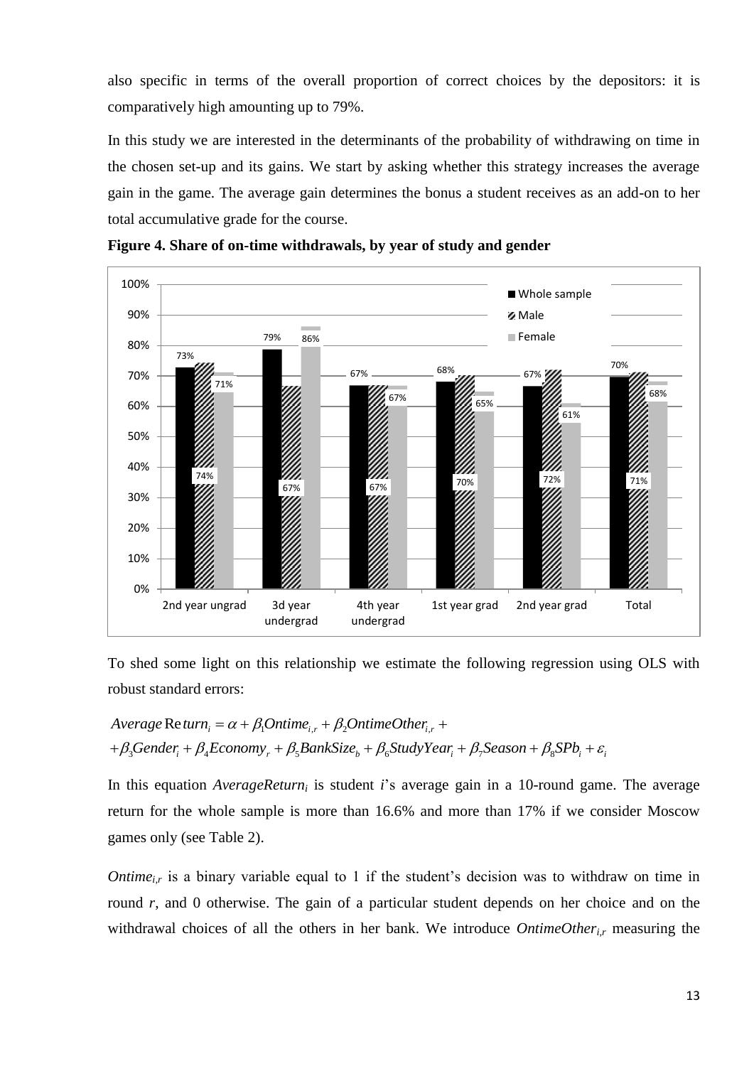also specific in terms of the overall proportion of correct choices by the depositors: it is comparatively high amounting up to 79%.

In this study we are interested in the determinants of the probability of withdrawing on time in the chosen set-up and its gains. We start by asking whether this strategy increases the average gain in the game. The average gain determines the bonus a student receives as an add-on to her total accumulative grade for the course.

**Figure 4. Share of on-time withdrawals, by year of study and gender**

| | Whole sample | Male | Female |
|---|---|---|---|
| 2nd year ungrad | 73% | 74% | 71% |
| 3d year undergrad | 79% | 67% | 86% |
| 4th year undergrad | 67% | 67% | 67% |
| 1st year grad | 68% | 70% | 65% |
| 2nd year grad | 67% | 72% | 61% |
| Total | 70% | 71% | 68% |

To shed some light on this relationship we estimate the following regression using OLS with robust standard errors:

$$AverageReturn_i = \alpha + \beta_1 Ontime_{i,r} + \beta_2 OntimeOther_{i,r} +$$
$$+ \beta_3 Gender_i + \beta_4 Economy_r + \beta_5 BankSize_b + \beta_6 StudyYear_i + \beta_7 Season + \beta_8 SPb_i + \varepsilon_i$$

In this equation $AverageReturn_i$ is student *i*'s average gain in a 10-round game. The average return for the whole sample is more than 16.6% and more than 17% if we consider Moscow games only (see Table 2).

$Ontime_{i,r}$ is a binary variable equal to 1 if the student's decision was to withdraw on time in round *r*, and 0 otherwise. The gain of a particular student depends on her choice and on the withdrawal choices of all the others in her bank. We introduce $OntimeOther_{i,r}$ measuring the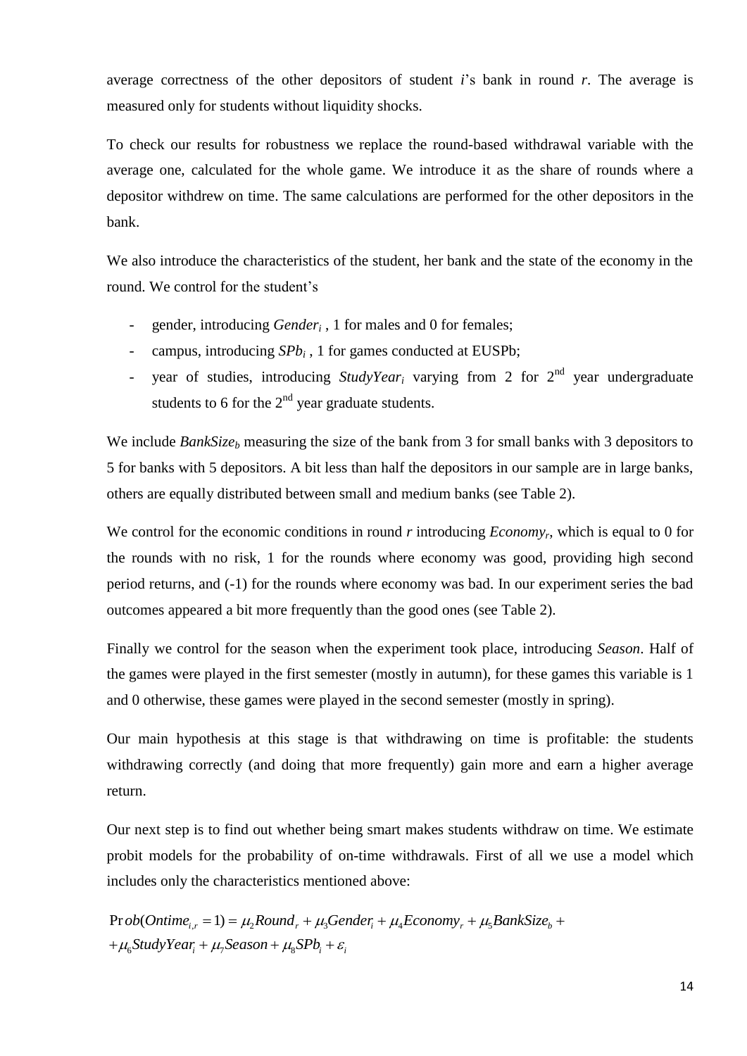average correctness of the other depositors of student $i$'s bank in round $r$. The average is measured only for students without liquidity shocks.

To check our results for robustness we replace the round-based withdrawal variable with the average one, calculated for the whole game. We introduce it as the share of rounds where a depositor withdrew on time. The same calculations are performed for the other depositors in the bank.

We also introduce the characteristics of the student, her bank and the state of the economy in the round. We control for the student's

- gender, introducing $Gender_i$ , 1 for males and 0 for females;
- campus, introducing $SPb_i$ , 1 for games conducted at EUSPb;
- year of studies, introducing $StudyYear_i$ varying from 2 for 2[nd] year undergraduate students to 6 for the 2[nd] year graduate students.

We include $BankSize_b$ measuring the size of the bank from 3 for small banks with 3 depositors to 5 for banks with 5 depositors. A bit less than half the depositors in our sample are in large banks, others are equally distributed between small and medium banks (see Table 2).

We control for the economic conditions in round $r$ introducing $Economy_r$, which is equal to 0 for the rounds with no risk, 1 for the rounds where economy was good, providing high second period returns, and (-1) for the rounds where economy was bad. In our experiment series the bad outcomes appeared a bit more frequently than the good ones (see Table 2).

Finally we control for the season when the experiment took place, introducing *Season*. Half of the games were played in the first semester (mostly in autumn), for these games this variable is 1 and 0 otherwise, these games were played in the second semester (mostly in spring).

Our main hypothesis at this stage is that withdrawing on time is profitable: the students withdrawing correctly (and doing that more frequently) gain more and earn a higher average return.

Our next step is to find out whether being smart makes students withdraw on time. We estimate probit models for the probability of on-time withdrawals. First of all we use a model which includes only the characteristics mentioned above:

$$\Pr ob(Ontime_{i,r} = 1) = \mu_2 Round_r + \mu_3 Gender_i + \mu_4 Economy_r + \mu_5 BankSize_b + \\ + \mu_6 StudyYear_i + \mu_7 Season + \mu_8 SPb_i + \varepsilon_i$$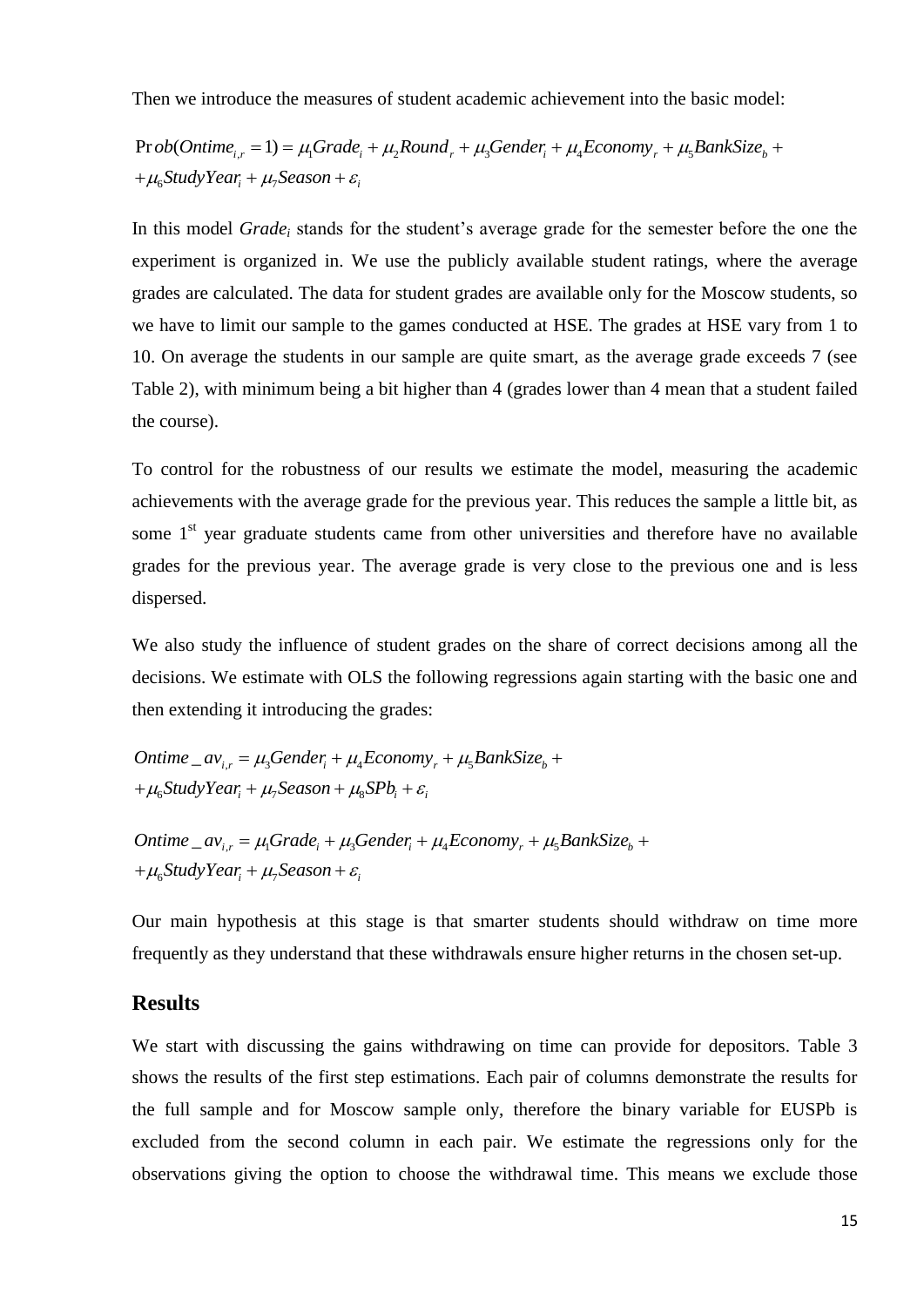Then we introduce the measures of student academic achievement into the basic model:

$$
\begin{aligned}
\Pr ob(Ontime_{i,r} = 1) &= \mu_1 Grade_i + \mu_2 Round_r + \mu_3 Gender_i + \mu_4 Economy_r + \mu_5 BankSize_b + \\
&+ \mu_6 StudyYear_i + \mu_7 Season + \varepsilon_i
\end{aligned}
$$

In this model $Grade_i$ stands for the student's average grade for the semester before the one the experiment is organized in. We use the publicly available student ratings, where the average grades are calculated. The data for student grades are available only for the Moscow students, so we have to limit our sample to the games conducted at HSE. The grades at HSE vary from 1 to 10. On average the students in our sample are quite smart, as the average grade exceeds 7 (see Table 2), with minimum being a bit higher than 4 (grades lower than 4 mean that a student failed the course).

To control for the robustness of our results we estimate the model, measuring the academic achievements with the average grade for the previous year. This reduces the sample a little bit, as some 1st year graduate students came from other universities and therefore have no available grades for the previous year. The average grade is very close to the previous one and is less dispersed.

We also study the influence of student grades on the share of correct decisions among all the decisions. We estimate with OLS the following regressions again starting with the basic one and then extending it introducing the grades:

$$
\begin{aligned}
Ontime\_av_{i,r} &= \mu_3 Gender_i + \mu_4 Economy_r + \mu_5 BankSize_b + \\
&+ \mu_6 StudyYear_i + \mu_7 Season + \mu_8 SPb_i + \varepsilon_i
\end{aligned}
$$

$$
\begin{aligned}
Ontime\_av_{i,r} &= \mu_1 Grade_i + \mu_3 Gender_i + \mu_4 Economy_r + \mu_5 BankSize_b + \\
&+ \mu_6 StudyYear_i + \mu_7 Season + \varepsilon_i
\end{aligned}
$$

Our main hypothesis at this stage is that smarter students should withdraw on time more frequently as they understand that these withdrawals ensure higher returns in the chosen set-up.

## Results

We start with discussing the gains withdrawing on time can provide for depositors. Table 3 shows the results of the first step estimations. Each pair of columns demonstrate the results for the full sample and for Moscow sample only, therefore the binary variable for EUSPb is excluded from the second column in each pair. We estimate the regressions only for the observations giving the option to choose the withdrawal time. This means we exclude those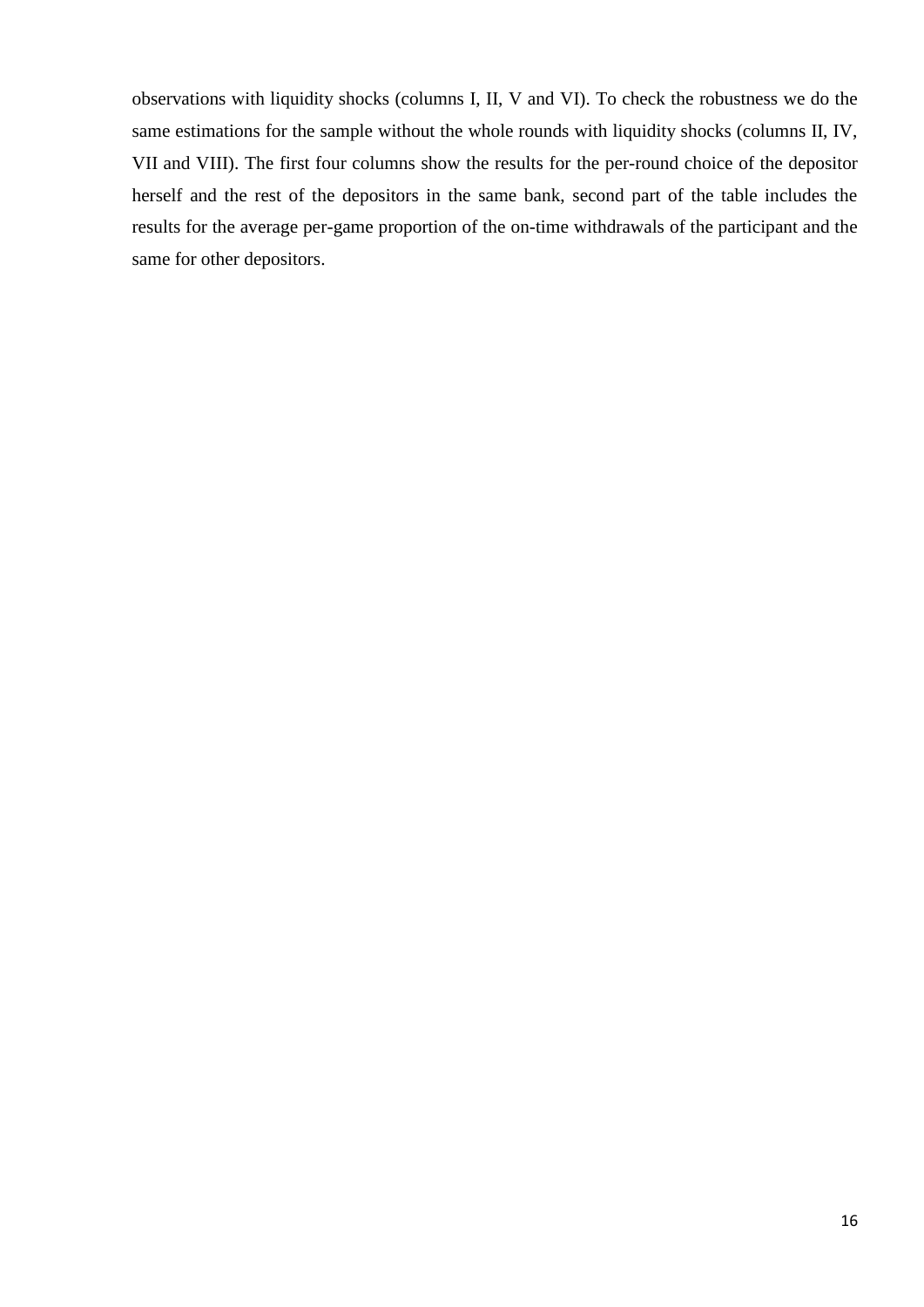observations with liquidity shocks (columns I, II, V and VI). To check the robustness we do the same estimations for the sample without the whole rounds with liquidity shocks (columns II, IV, VII and VIII). The first four columns show the results for the per-round choice of the depositor herself and the rest of the depositors in the same bank, second part of the table includes the results for the average per-game proportion of the on-time withdrawals of the participant and the same for other depositors.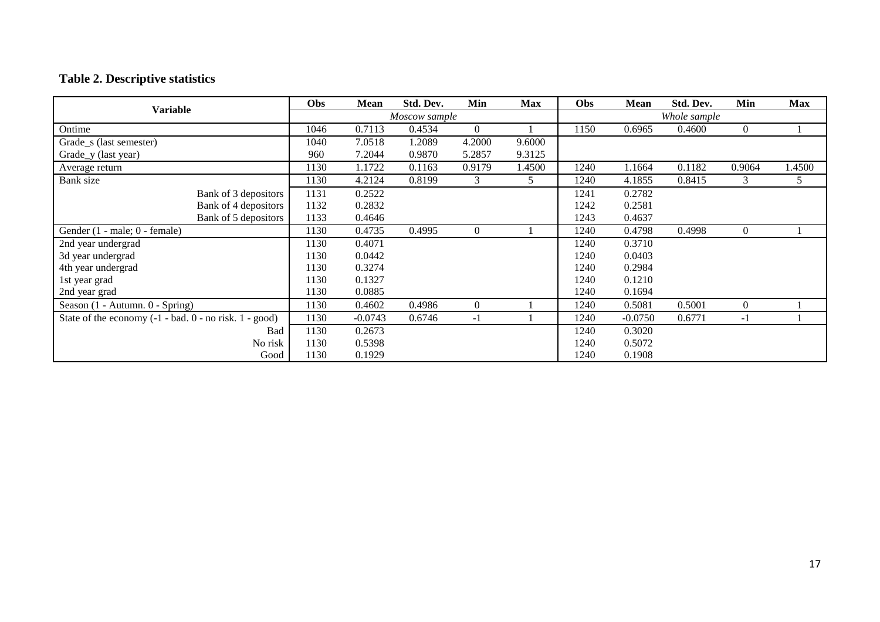**Table 2. Descriptive statistics**

| Variable | Obs | Mean | Std. Dev. | Min | Max | Obs | Mean | Std. Dev. | Min | Max |
|---|---|---|---|---|---|---|---|---|---|---|
| | *Moscow sample* | | | | | *Whole sample* | | | | |
| Ontime | 1046 | 0.7113 | 0.4534 | 0 | 1 | 1150 | 0.6965 | 0.4600 | 0 | 1 |
| Grade_s (last semester) | 1040 | 7.0518 | 1.2089 | 4.2000 | 9.6000 | | | | | |
| Grade_y (last year) | 960 | 7.2044 | 0.9870 | 5.2857 | 9.3125 | | | | | |
| Average return | 1130 | 1.1722 | 0.1163 | 0.9179 | 1.4500 | 1240 | 1.1664 | 0.1182 | 0.9064 | 1.4500 |
| Bank size | 1130 | 4.2124 | 0.8199 | 3 | 5 | 1240 | 4.1855 | 0.8415 | 3 | 5 |
| Bank of 3 depositors | 1131 | 0.2522 | | | | 1241 | 0.2782 | | | |
| Bank of 4 depositors | 1132 | 0.2832 | | | | 1242 | 0.2581 | | | |
| Bank of 5 depositors | 1133 | 0.4646 | | | | 1243 | 0.4637 | | | |
| Gender (1 - male; 0 - female) | 1130 | 0.4735 | 0.4995 | 0 | 1 | 1240 | 0.4798 | 0.4998 | 0 | 1 |
| 2nd year undergrad | 1130 | 0.4071 | | | | 1240 | 0.3710 | | | |
| 3d year undergrad | 1130 | 0.0442 | | | | 1240 | 0.0403 | | | |
| 4th year undergrad | 1130 | 0.3274 | | | | 1240 | 0.2984 | | | |
| 1st year grad | 1130 | 0.1327 | | | | 1240 | 0.1210 | | | |
| 2nd year grad | 1130 | 0.0885 | | | | 1240 | 0.1694 | | | |
| Season (1 - Autumn. 0 - Spring) | 1130 | 0.4602 | 0.4986 | 0 | 1 | 1240 | 0.5081 | 0.5001 | 0 | 1 |
| State of the economy (-1 - bad. 0 - no risk. 1 - good) | 1130 | -0.0743 | 0.6746 | -1 | 1 | 1240 | -0.0750 | 0.6771 | -1 | 1 |
| Bad | 1130 | 0.2673 | | | | 1240 | 0.3020 | | | |
| No risk | 1130 | 0.5398 | | | | 1240 | 0.5072 | | | |
| Good | 1130 | 0.1929 | | | | 1240 | 0.1908 | | | |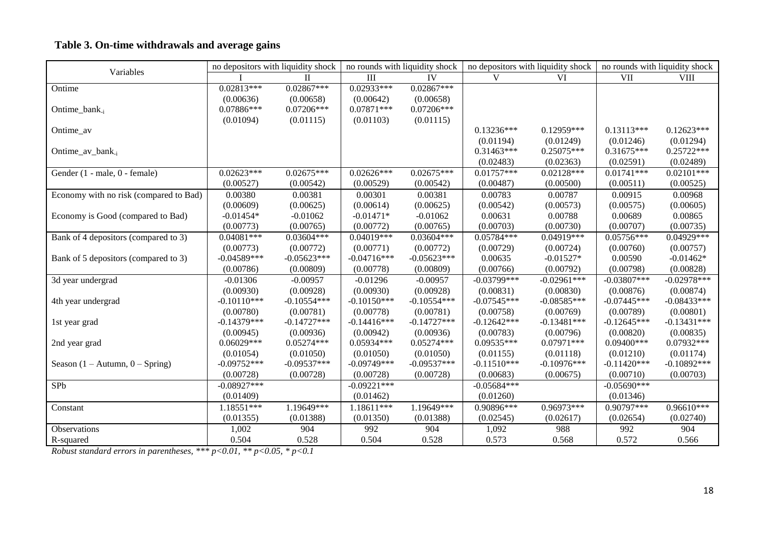**Table 3. On-time withdrawals and average gains**

| Variables | no depositors with liquidity shock | | no rounds with liquidity shock | | no depositors with liquidity shock | | no rounds with liquidity shock | |
|---|---|---|---|---|---|---|---|---|
| | I | II | III | IV | V | VI | VII | VIII |
| Ontime | 0.02813*** | 0.02867*** | 0.02933*** | 0.02867*** | | | | |
| | (0.00636) | (0.00658) | (0.00642) | (0.00658) | | | | |
| Ontime_bank$_{-i}$ | 0.07886*** | 0.07206*** | 0.07871*** | 0.07206*** | | | | |
| | (0.01094) | (0.01115) | (0.01103) | (0.01115) | | | | |
| Ontime_av | | | | | 0.13236*** | 0.12959*** | 0.13113*** | 0.12623*** |
| | | | | | (0.01194) | (0.01249) | (0.01246) | (0.01294) |
| Ontime_av_bank$_{-i}$ | | | | | 0.31463*** | 0.25075*** | 0.31675*** | 0.25722*** |
| | | | | | (0.02483) | (0.02363) | (0.02591) | (0.02489) |
| Gender (1 - male, 0 - female) | 0.02623*** | 0.02675*** | 0.02626*** | 0.02675*** | 0.01757*** | 0.02128*** | 0.01741*** | 0.02101*** |
| | (0.00527) | (0.00542) | (0.00529) | (0.00542) | (0.00487) | (0.00500) | (0.00511) | (0.00525) |
| Economy with no risk (compared to Bad) | 0.00380 | 0.00381 | 0.00301 | 0.00381 | 0.00783 | 0.00787 | 0.00915 | 0.00968 |
| | (0.00609) | (0.00625) | (0.00614) | (0.00625) | (0.00542) | (0.00573) | (0.00575) | (0.00605) |
| Economy is Good (compared to Bad) | -0.01454* | -0.01062 | -0.01471* | -0.01062 | 0.00631 | 0.00788 | 0.00689 | 0.00865 |
| | (0.00773) | (0.00765) | (0.00772) | (0.00765) | (0.00703) | (0.00730) | (0.00707) | (0.00735) |
| Bank of 4 depositors (compared to 3) | 0.04081*** | 0.03604*** | 0.04019*** | 0.03604*** | 0.05784*** | 0.04919*** | 0.05756*** | 0.04929*** |
| | (0.00773) | (0.00772) | (0.00771) | (0.00772) | (0.00729) | (0.00724) | (0.00760) | (0.00757) |
| Bank of 5 depositors (compared to 3) | -0.04589*** | -0.05623*** | -0.04716*** | -0.05623*** | 0.00635 | -0.01527* | 0.00590 | -0.01462* |
| | (0.00786) | (0.00809) | (0.00778) | (0.00809) | (0.00766) | (0.00792) | (0.00798) | (0.00828) |
| 3d year undergrad | -0.01306 | -0.00957 | -0.01296 | -0.00957 | -0.03799*** | -0.02961*** | -0.03807*** | -0.02978*** |
| | (0.00930) | (0.00928) | (0.00930) | (0.00928) | (0.00831) | (0.00830) | (0.00876) | (0.00874) |
| 4th year undergrad | -0.10110*** | -0.10554*** | -0.10150*** | -0.10554*** | -0.07545*** | -0.08585*** | -0.07445*** | -0.08433*** |
| | (0.00780) | (0.00781) | (0.00778) | (0.00781) | (0.00758) | (0.00769) | (0.00789) | (0.00801) |
| 1st year grad | -0.14379*** | -0.14727*** | -0.14416*** | -0.14727*** | -0.12642*** | -0.13481*** | -0.12645*** | -0.13431*** |
| | (0.00945) | (0.00936) | (0.00942) | (0.00936) | (0.00783) | (0.00796) | (0.00820) | (0.00835) |
| 2nd year grad | 0.06029*** | 0.05274*** | 0.05934*** | 0.05274*** | 0.09535*** | 0.07971*** | 0.09400*** | 0.07932*** |
| | (0.01054) | (0.01050) | (0.01050) | (0.01050) | (0.01155) | (0.01118) | (0.01210) | (0.01174) |
| Season (1 – Autumn, 0 – Spring) | -0.09752*** | -0.09537*** | -0.09749*** | -0.09537*** | -0.11510*** | -0.10976*** | -0.11420*** | -0.10892*** |
| | (0.00728) | (0.00728) | (0.00728) | (0.00728) | (0.00683) | (0.00675) | (0.00710) | (0.00703) |
| SPb | -0.08927*** | | -0.09221*** | | -0.05684*** | | -0.05690*** | |
| | (0.01409) | | (0.01462) | | (0.01260) | | (0.01346) | |
| Constant | 1.18551*** | 1.19649*** | 1.18611*** | 1.19649*** | 0.90896*** | 0.96973*** | 0.90797*** | 0.96610*** |
| | (0.01355) | (0.01388) | (0.01350) | (0.01388) | (0.02545) | (0.02617) | (0.02654) | (0.02740) |
| Observations | 1,002 | 904 | 992 | 904 | 1,092 | 988 | 992 | 904 |
| R-squared | 0.504 | 0.528 | 0.504 | 0.528 | 0.573 | 0.568 | 0.572 | 0.566 |

*Robust standard errors in parentheses, *** p<0.01, ** p<0.05, * p<0.1*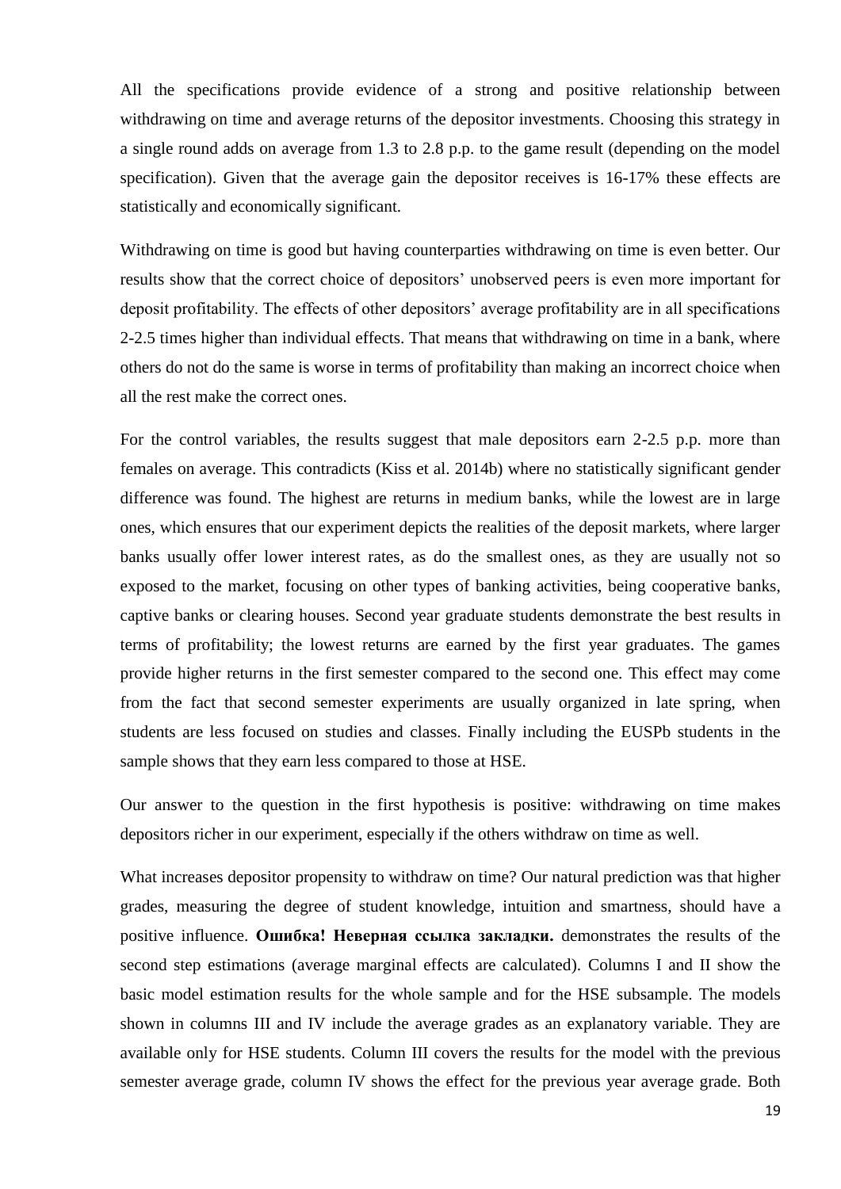All the specifications provide evidence of a strong and positive relationship between withdrawing on time and average returns of the depositor investments. Choosing this strategy in a single round adds on average from 1.3 to 2.8 p.p. to the game result (depending on the model specification). Given that the average gain the depositor receives is 16-17% these effects are statistically and economically significant.

Withdrawing on time is good but having counterparties withdrawing on time is even better. Our results show that the correct choice of depositors' unobserved peers is even more important for deposit profitability. The effects of other depositors' average profitability are in all specifications 2-2.5 times higher than individual effects. That means that withdrawing on time in a bank, where others do not do the same is worse in terms of profitability than making an incorrect choice when all the rest make the correct ones.

For the control variables, the results suggest that male depositors earn 2-2.5 p.p. more than females on average. This contradicts (Kiss et al. 2014b) where no statistically significant gender difference was found. The highest are returns in medium banks, while the lowest are in large ones, which ensures that our experiment depicts the realities of the deposit markets, where larger banks usually offer lower interest rates, as do the smallest ones, as they are usually not so exposed to the market, focusing on other types of banking activities, being cooperative banks, captive banks or clearing houses. Second year graduate students demonstrate the best results in terms of profitability; the lowest returns are earned by the first year graduates. The games provide higher returns in the first semester compared to the second one. This effect may come from the fact that second semester experiments are usually organized in late spring, when students are less focused on studies and classes. Finally including the EUSPb students in the sample shows that they earn less compared to those at HSE.

Our answer to the question in the first hypothesis is positive: withdrawing on time makes depositors richer in our experiment, especially if the others withdraw on time as well.

What increases depositor propensity to withdraw on time? Our natural prediction was that higher grades, measuring the degree of student knowledge, intuition and smartness, should have a positive influence. **Ошибка! Неверная ссылка закладки.** demonstrates the results of the second step estimations (average marginal effects are calculated). Columns I and II show the basic model estimation results for the whole sample and for the HSE subsample. The models shown in columns III and IV include the average grades as an explanatory variable. They are available only for HSE students. Column III covers the results for the model with the previous semester average grade, column IV shows the effect for the previous year average grade. Both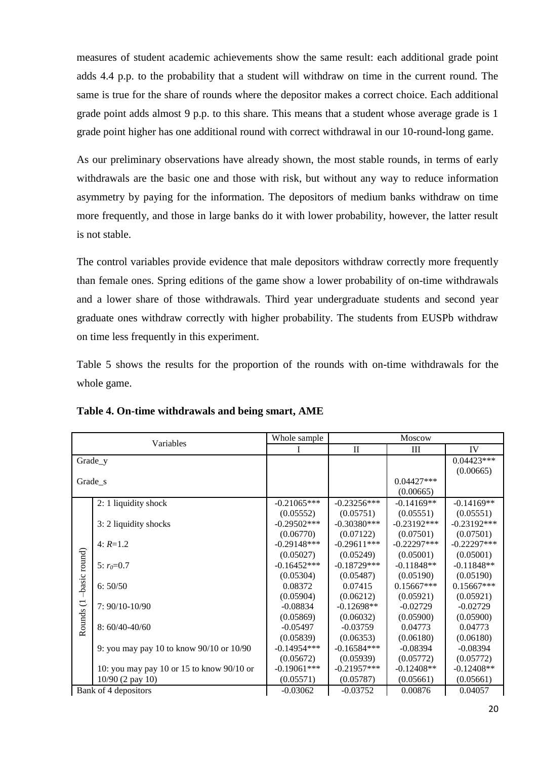measures of student academic achievements show the same result: each additional grade point adds 4.4 p.p. to the probability that a student will withdraw on time in the current round. The same is true for the share of rounds where the depositor makes a correct choice. Each additional grade point adds almost 9 p.p. to this share. This means that a student whose average grade is 1 grade point higher has one additional round with correct withdrawal in our 10-round-long game.

As our preliminary observations have already shown, the most stable rounds, in terms of early withdrawals are the basic one and those with risk, but without any way to reduce information asymmetry by paying for the information. The depositors of medium banks withdraw on time more frequently, and those in large banks do it with lower probability, however, the latter result is not stable.

The control variables provide evidence that male depositors withdraw correctly more frequently than female ones. Spring editions of the game show a lower probability of on-time withdrawals and a lower share of those withdrawals. Third year undergraduate students and second year graduate ones withdraw correctly with higher probability. The students from EUSPb withdraw on time less frequently in this experiment.

Table 5 shows the results for the proportion of the rounds with on-time withdrawals for the whole game.

**Table 4. On-time withdrawals and being smart, AME**

| Variables | | Whole sample | Moscow | | |
|---|---|---|---|---|---|
| | | I | II | III | IV |
| Grade_y | | | | | 0.04423*** |
| | | | | | (0.00665) |
| Grade_s | | | | 0.04427*** | |
| | | | | (0.00665) | |
| Rounds (1 –basic round) | 2: 1 liquidity shock | -0.21065*** | -0.23256*** | -0.14169** | -0.14169** |
| | | (0.05552) | (0.05751) | (0.05551) | (0.05551) |
| | 3: 2 liquidity shocks | -0.29502*** | -0.30380*** | -0.23192*** | -0.23192*** |
| | | (0.06770) | (0.07122) | (0.07501) | (0.07501) |
| | 4: $R$=1.2 | -0.29148*** | -0.29611*** | -0.22297*** | -0.22297*** |
| | | (0.05027) | (0.05249) | (0.05001) | (0.05001) |
| | 5: $r_0$=0.7 | -0.16452*** | -0.18729*** | -0.11848** | -0.11848** |
| | | (0.05304) | (0.05487) | (0.05190) | (0.05190) |
| | 6: 50/50 | 0.08372 | 0.07415 | 0.15667*** | 0.15667*** |
| | | (0.05904) | (0.06212) | (0.05921) | (0.05921) |
| | 7: 90/10-10/90 | -0.08834 | -0.12698** | -0.02729 | -0.02729 |
| | | (0.05869) | (0.06032) | (0.05900) | (0.05900) |
| | 8: 60/40-40/60 | -0.05497 | -0.03759 | 0.04773 | 0.04773 |
| | | (0.05839) | (0.06353) | (0.06180) | (0.06180) |
| | 9: you may pay 10 to know 90/10 or 10/90 | -0.14954*** | -0.16584*** | -0.08394 | -0.08394 |
| | | (0.05672) | (0.05939) | (0.05772) | (0.05772) |
| | 10: you may pay 10 or 15 to know 90/10 or 10/90 (2 pay 10) | -0.19061*** | -0.21957*** | -0.12408** | -0.12408** |
| | | (0.05571) | (0.05787) | (0.05661) | (0.05661) |
| Bank of 4 depositors | | -0.03062 | -0.03752 | 0.00876 | 0.04057 |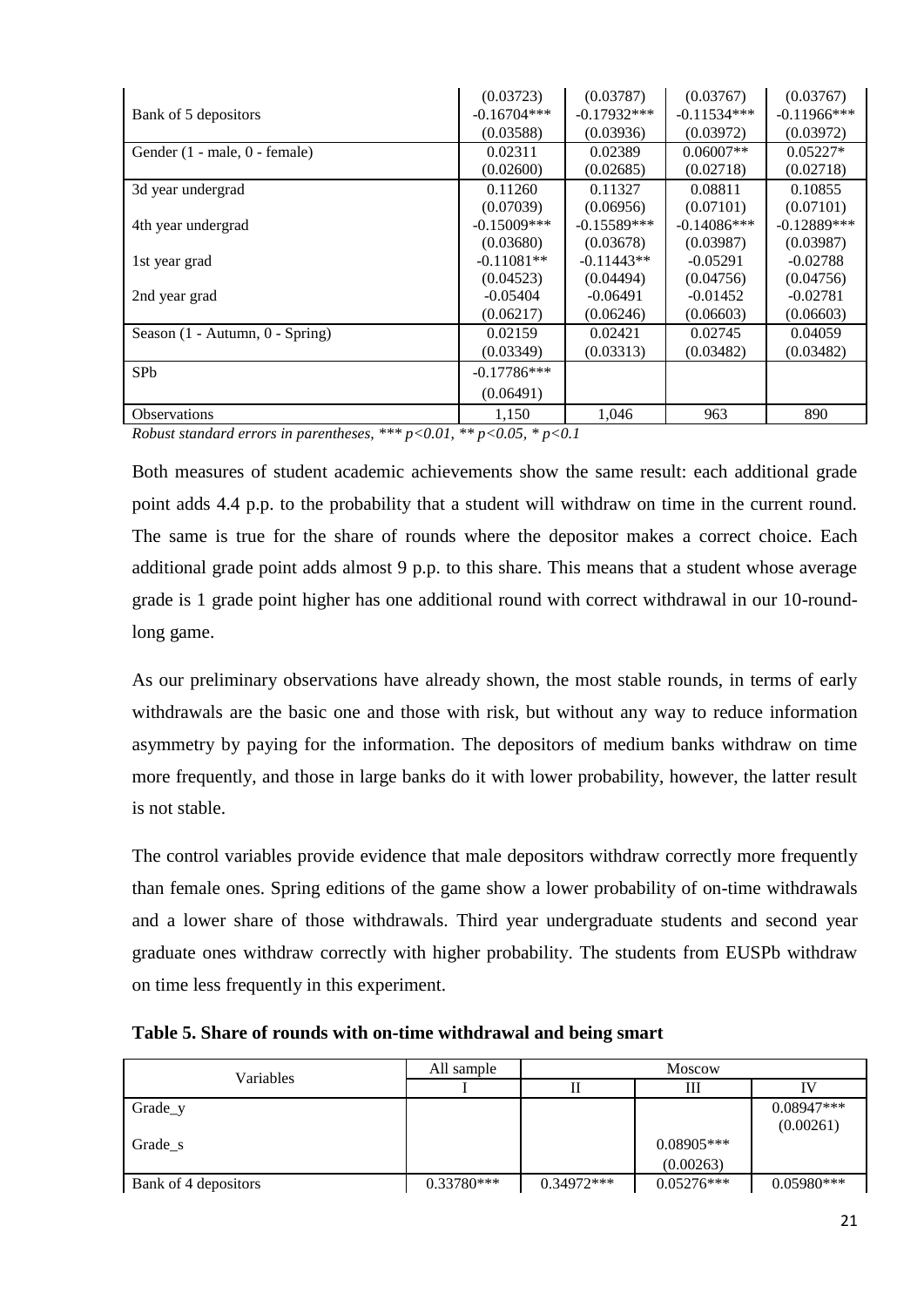| | | | | |
|---|---|---|---|---|
| | (0.03723) | (0.03787) | (0.03767) | (0.03767) |
| Bank of 5 depositors | -0.16704*** | -0.17932*** | -0.11534*** | -0.11966*** |
| | (0.03588) | (0.03936) | (0.03972) | (0.03972) |
| Gender (1 - male, 0 - female) | 0.02311 | 0.02389 | 0.06007** | 0.05227* |
| | (0.02600) | (0.02685) | (0.02718) | (0.02718) |
| 3d year undergrad | 0.11260 | 0.11327 | 0.08811 | 0.10855 |
| | (0.07039) | (0.06956) | (0.07101) | (0.07101) |
| 4th year undergrad | -0.15009*** | -0.15589*** | -0.14086*** | -0.12889*** |
| | (0.03680) | (0.03678) | (0.03987) | (0.03987) |
| 1st year grad | -0.11081** | -0.11443** | -0.05291 | -0.02788 |
| | (0.04523) | (0.04494) | (0.04756) | (0.04756) |
| 2nd year grad | -0.05404 | -0.06491 | -0.01452 | -0.02781 |
| | (0.06217) | (0.06246) | (0.06603) | (0.06603) |
| Season (1 - Autumn, 0 - Spring) | 0.02159 | 0.02421 | 0.02745 | 0.04059 |
| | (0.03349) | (0.03313) | (0.03482) | (0.03482) |
| SPb | -0.17786*** | | | |
| | (0.06491) | | | |
| Observations | 1,150 | 1,046 | 963 | 890 |

*Robust standard errors in parentheses, *** p<0.01, ** p<0.05, * p<0.1*

Both measures of student academic achievements show the same result: each additional grade point adds 4.4 p.p. to the probability that a student will withdraw on time in the current round. The same is true for the share of rounds where the depositor makes a correct choice. Each additional grade point adds almost 9 p.p. to this share. This means that a student whose average grade is 1 grade point higher has one additional round with correct withdrawal in our 10-round-long game.

As our preliminary observations have already shown, the most stable rounds, in terms of early withdrawals are the basic one and those with risk, but without any way to reduce information asymmetry by paying for the information. The depositors of medium banks withdraw on time more frequently, and those in large banks do it with lower probability, however, the latter result is not stable.

The control variables provide evidence that male depositors withdraw correctly more frequently than female ones. Spring editions of the game show a lower probability of on-time withdrawals and a lower share of those withdrawals. Third year undergraduate students and second year graduate ones withdraw correctly with higher probability. The students from EUSPb withdraw on time less frequently in this experiment.

**Table 5. Share of rounds with on-time withdrawal and being smart**

| Variables | All sample | Moscow | | |
|---|---|---|---|---|
| | I | II | III | IV |
| Grade_y | | | | 0.08947*** |
| | | | | (0.00261) |
| Grade_s | | | 0.08905*** | |
| | | | (0.00263) | |
| Bank of 4 depositors | 0.33780*** | 0.34972*** | 0.05276*** | 0.05980*** |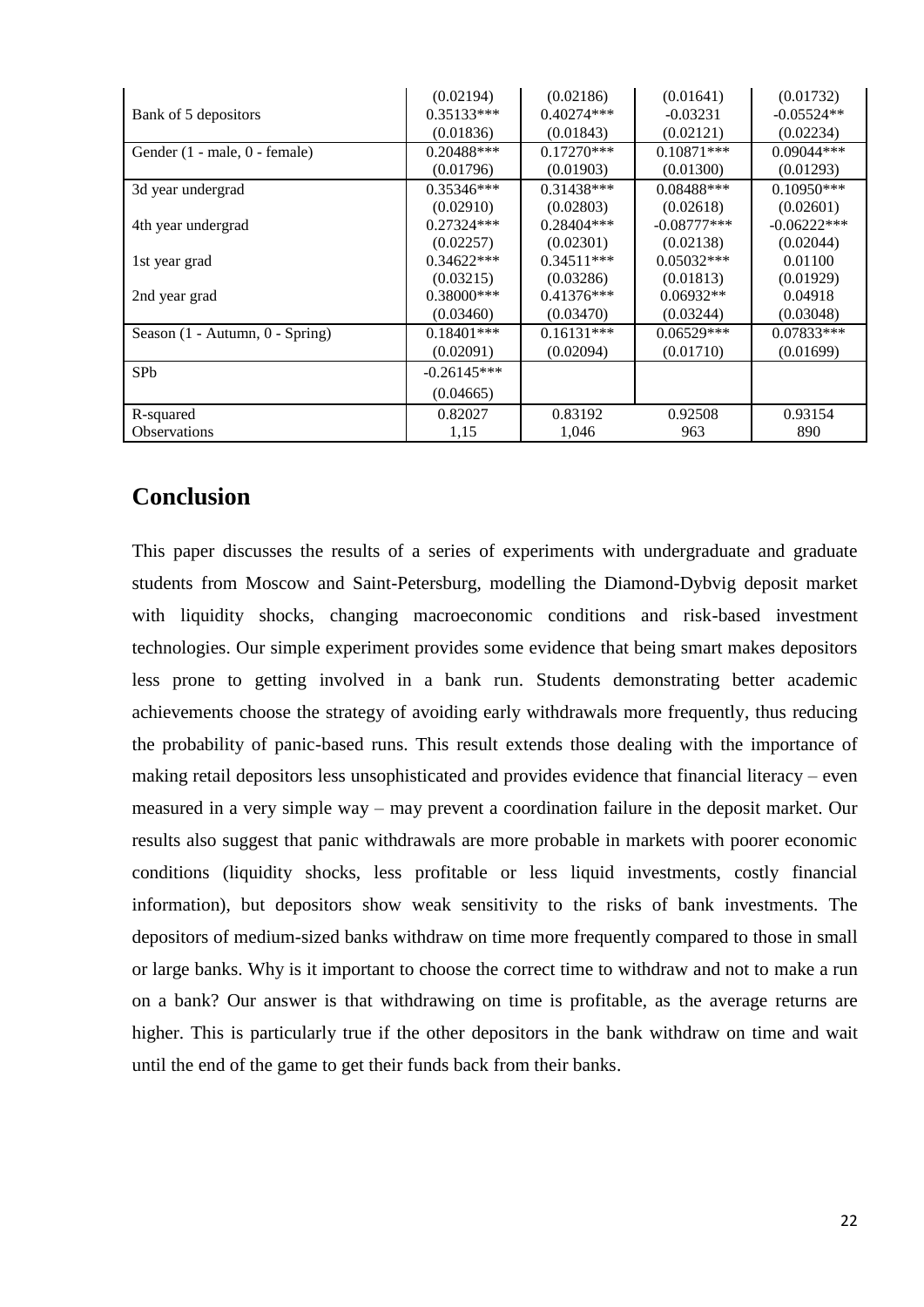| | | | | |
|---|---|---|---|---|
| | (0.02194) | (0.02186) | (0.01641) | (0.01732) |
| Bank of 5 depositors | 0.35133*** | 0.40274*** | -0.03231 | -0.05524** |
| | (0.01836) | (0.01843) | (0.02121) | (0.02234) |
| Gender (1 - male, 0 - female) | 0.20488*** | 0.17270*** | 0.10871*** | 0.09044*** |
| | (0.01796) | (0.01903) | (0.01300) | (0.01293) |
| 3d year undergrad | 0.35346*** | 0.31438*** | 0.08488*** | 0.10950*** |
| | (0.02910) | (0.02803) | (0.02618) | (0.02601) |
| 4th year undergrad | 0.27324*** | 0.28404*** | -0.08777*** | -0.06222*** |
| | (0.02257) | (0.02301) | (0.02138) | (0.02044) |
| 1st year grad | 0.34622*** | 0.34511*** | 0.05032*** | 0.01100 |
| | (0.03215) | (0.03286) | (0.01813) | (0.01929) |
| 2nd year grad | 0.38000*** | 0.41376*** | 0.06932** | 0.04918 |
| | (0.03460) | (0.03470) | (0.03244) | (0.03048) |
| Season (1 - Autumn, 0 - Spring) | 0.18401*** | 0.16131*** | 0.06529*** | 0.07833*** |
| | (0.02091) | (0.02094) | (0.01710) | (0.01699) |
| SPb | -0.26145*** | | | |
| | (0.04665) | | | |
| R-squared | 0.82027 | 0.83192 | 0.92508 | 0.93154 |
| Observations | 1,15 | 1,046 | 963 | 890 |

## Conclusion

This paper discusses the results of a series of experiments with undergraduate and graduate students from Moscow and Saint-Petersburg, modelling the Diamond-Dybvig deposit market with liquidity shocks, changing macroeconomic conditions and risk-based investment technologies. Our simple experiment provides some evidence that being smart makes depositors less prone to getting involved in a bank run. Students demonstrating better academic achievements choose the strategy of avoiding early withdrawals more frequently, thus reducing the probability of panic-based runs. This result extends those dealing with the importance of making retail depositors less unsophisticated and provides evidence that financial literacy – even measured in a very simple way – may prevent a coordination failure in the deposit market. Our results also suggest that panic withdrawals are more probable in markets with poorer economic conditions (liquidity shocks, less profitable or less liquid investments, costly financial information), but depositors show weak sensitivity to the risks of bank investments. The depositors of medium-sized banks withdraw on time more frequently compared to those in small or large banks. Why is it important to choose the correct time to withdraw and not to make a run on a bank? Our answer is that withdrawing on time is profitable, as the average returns are higher. This is particularly true if the other depositors in the bank withdraw on time and wait until the end of the game to get their funds back from their banks.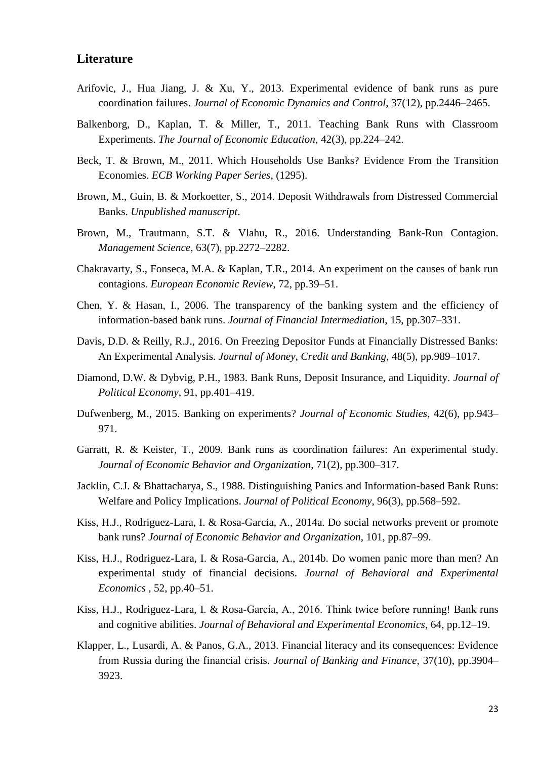## Literature

Arifovic, J., Hua Jiang, J. & Xu, Y., 2013. Experimental evidence of bank runs as pure coordination failures. *Journal of Economic Dynamics and Control*, 37(12), pp.2446–2465.

Balkenborg, D., Kaplan, T. & Miller, T., 2011. Teaching Bank Runs with Classroom Experiments. *The Journal of Economic Education*, 42(3), pp.224–242.

Beck, T. & Brown, M., 2011. Which Households Use Banks? Evidence From the Transition Economies. *ECB Working Paper Series*, (1295).

Brown, M., Guin, B. & Morkoetter, S., 2014. Deposit Withdrawals from Distressed Commercial Banks. *Unpublished manuscript*.

Brown, M., Trautmann, S.T. & Vlahu, R., 2016. Understanding Bank-Run Contagion. *Management Science*, 63(7), pp.2272–2282.

Chakravarty, S., Fonseca, M.A. & Kaplan, T.R., 2014. An experiment on the causes of bank run contagions. *European Economic Review*, 72, pp.39–51.

Chen, Y. & Hasan, I., 2006. The transparency of the banking system and the efficiency of information-based bank runs. *Journal of Financial Intermediation*, 15, pp.307–331.

Davis, D.D. & Reilly, R.J., 2016. On Freezing Depositor Funds at Financially Distressed Banks: An Experimental Analysis. *Journal of Money, Credit and Banking*, 48(5), pp.989–1017.

Diamond, D.W. & Dybvig, P.H., 1983. Bank Runs, Deposit Insurance, and Liquidity. *Journal of Political Economy*, 91, pp.401–419.

Dufwenberg, M., 2015. Banking on experiments? *Journal of Economic Studies*, 42(6), pp.943–971.

Garratt, R. & Keister, T., 2009. Bank runs as coordination failures: An experimental study. *Journal of Economic Behavior and Organization*, 71(2), pp.300–317.

Jacklin, C.J. & Bhattacharya, S., 1988. Distinguishing Panics and Information-based Bank Runs: Welfare and Policy Implications. *Journal of Political Economy*, 96(3), pp.568–592.

Kiss, H.J., Rodriguez-Lara, I. & Rosa-Garcia, A., 2014a. Do social networks prevent or promote bank runs? *Journal of Economic Behavior and Organization*, 101, pp.87–99.

Kiss, H.J., Rodriguez-Lara, I. & Rosa-Garcia, A., 2014b. Do women panic more than men? An experimental study of financial decisions. *Journal of Behavioral and Experimental Economics* , 52, pp.40–51.

Kiss, H.J., Rodriguez-Lara, I. & Rosa-García, A., 2016. Think twice before running! Bank runs and cognitive abilities. *Journal of Behavioral and Experimental Economics*, 64, pp.12–19.

Klapper, L., Lusardi, A. & Panos, G.A., 2013. Financial literacy and its consequences: Evidence from Russia during the financial crisis. *Journal of Banking and Finance*, 37(10), pp.3904–3923.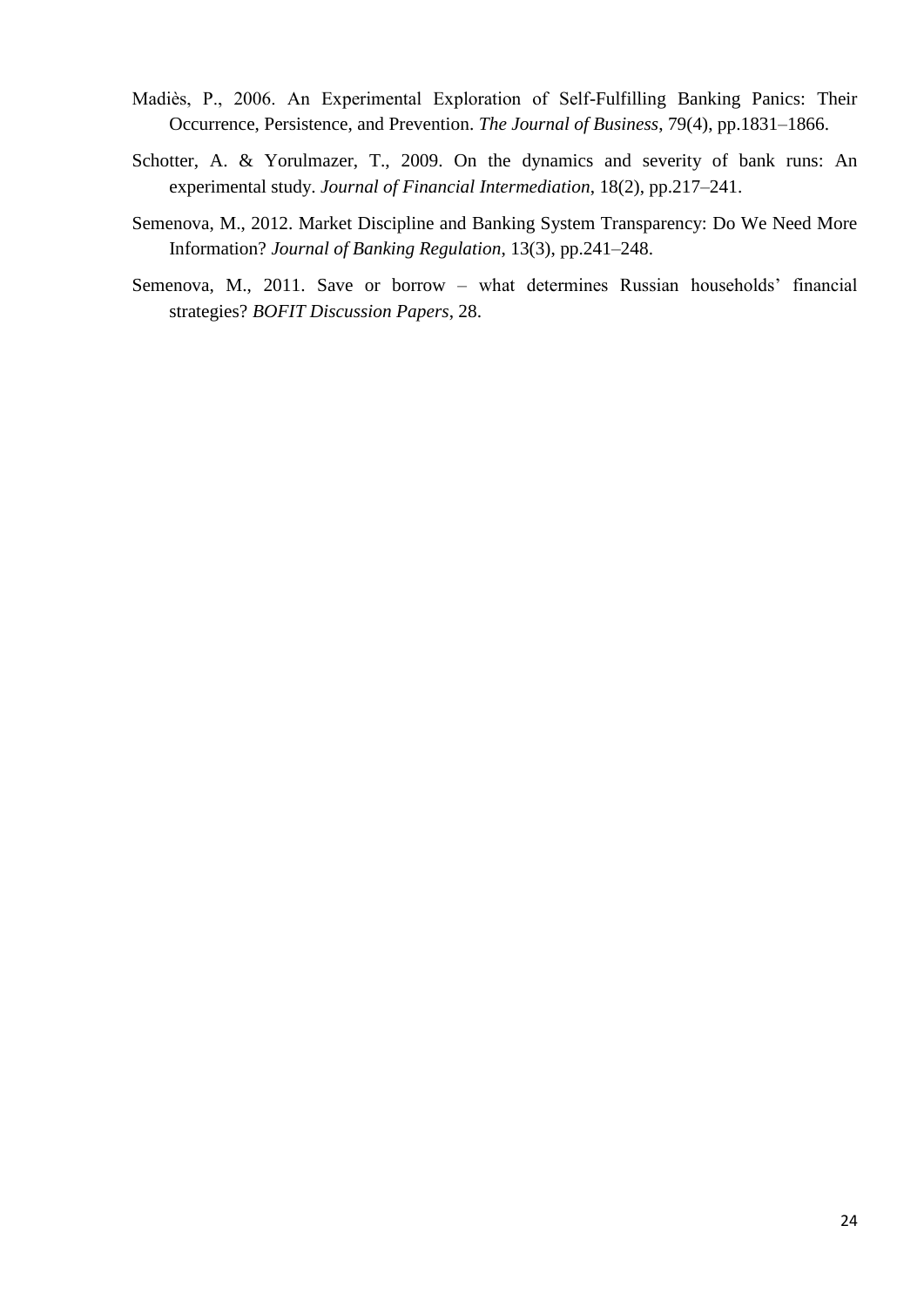Madiès, P., 2006. An Experimental Exploration of Self-Fulfilling Banking Panics: Their Occurrence, Persistence, and Prevention. *The Journal of Business*, 79(4), pp.1831–1866.

Schotter, A. & Yorulmazer, T., 2009. On the dynamics and severity of bank runs: An experimental study. *Journal of Financial Intermediation*, 18(2), pp.217–241.

Semenova, M., 2012. Market Discipline and Banking System Transparency: Do We Need More Information? *Journal of Banking Regulation*, 13(3), pp.241–248.

Semenova, M., 2011. Save or borrow – what determines Russian households' financial strategies? *BOFIT Discussion Papers*, 28.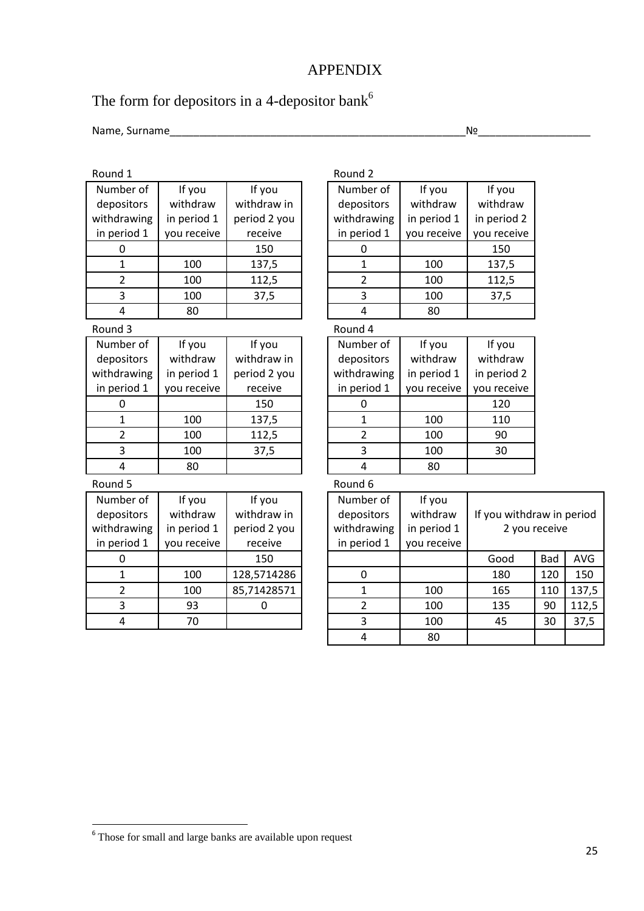# APPENDIX

## The form for depositors in a 4-depositor bank[6]

Name, Surname\_\_\_\_\_\_\_\_\_\_\_\_\_\_\_\_\_\_\_\_\_\_\_\_\_\_\_\_\_\_\_\_\_\_\_\_\_\_\_\_\_\_\_\_\_\_\_\_\_\_\_\_№\_\_\_\_\_\_\_\_\_\_\_\_\_\_\_\_\_\_\_\_\_

Round 1

| Number of depositors withdrawing in period 1 | If you withdraw in period 1 you receive | If you withdraw in period 2 you receive |
|---|---|---|
| 0 | | 150 |
| 1 | 100 | 137,5 |
| 2 | 100 | 112,5 |
| 3 | 100 | 37,5 |
| 4 | 80 | |

Round 2

| Number of depositors withdrawing in period 1 | If you withdraw in period 1 you receive | If you withdraw in period 2 you receive |
|---|---|---|
| 0 | | 150 |
| 1 | 100 | 137,5 |
| 2 | 100 | 112,5 |
| 3 | 100 | 37,5 |
| 4 | 80 | |

Round 3

| Number of depositors withdrawing in period 1 | If you withdraw in period 1 you receive | If you withdraw in period 2 you receive |
|---|---|---|
| 0 | | 150 |
| 1 | 100 | 137,5 |
| 2 | 100 | 112,5 |
| 3 | 100 | 37,5 |
| 4 | 80 | |

Round 4

| Number of depositors withdrawing in period 1 | If you withdraw in period 1 you receive | If you withdraw in period 2 you receive |
|---|---|---|
| 0 | | 120 |
| 1 | 100 | 110 |
| 2 | 100 | 90 |
| 3 | 100 | 30 |
| 4 | 80 | |

Round 5

| Number of depositors withdrawing in period 1 | If you withdraw in period 1 you receive | If you withdraw in period 2 you receive |
|---|---|---|
| 0 | | 150 |
| 1 | 100 | 128,5714286 |
| 2 | 100 | 85,71428571 |
| 3 | 93 | 0 |
| 4 | 70 | |

Round 6

| Number of depositors withdrawing in period 1 | If you withdraw in period 1 you receive | If you withdraw in period 2 you receive | | |
|---|---|---|---|---|
| | | Good | Bad | AVG |
| 0 | | 180 | 120 | 150 |
| 1 | 100 | 165 | 110 | 137,5 |
| 2 | 100 | 135 | 90 | 112,5 |
| 3 | 100 | 45 | 30 | 37,5 |
| 4 | 80 | | | |

[6] Those for small and large banks are available upon request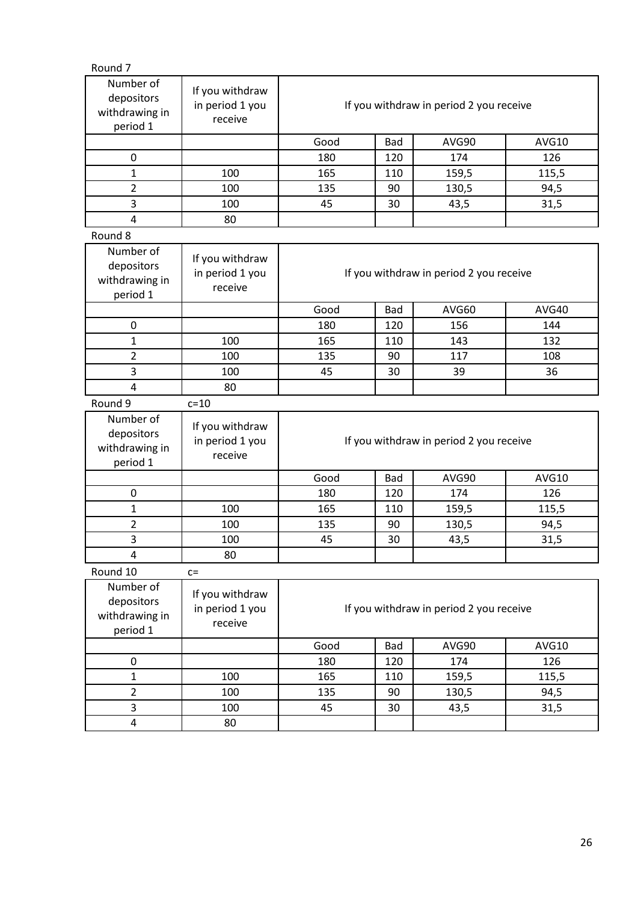Round 7

| Number of depositors withdrawing in period 1 | If you withdraw in period 1 you receive | If you withdraw in period 2 you receive | | | |
|---|---|---|---|---|---|
| | | Good | Bad | AVG90 | AVG10 |
| 0 | | 180 | 120 | 174 | 126 |
| 1 | 100 | 165 | 110 | 159,5 | 115,5 |
| 2 | 100 | 135 | 90 | 130,5 | 94,5 |
| 3 | 100 | 45 | 30 | 43,5 | 31,5 |
| 4 | 80 | | | | |

Round 8

| Number of depositors withdrawing in period 1 | If you withdraw in period 1 you receive | If you withdraw in period 2 you receive | | | |
|---|---|---|---|---|---|
| | | Good | Bad | AVG60 | AVG40 |
| 0 | | 180 | 120 | 156 | 144 |
| 1 | 100 | 165 | 110 | 143 | 132 |
| 2 | 100 | 135 | 90 | 117 | 108 |
| 3 | 100 | 45 | 30 | 39 | 36 |
| 4 | 80 | | | | |

Round 9 c=10

| Number of depositors withdrawing in period 1 | If you withdraw in period 1 you receive | If you withdraw in period 2 you receive | | | |
|---|---|---|---|---|---|
| | | Good | Bad | AVG90 | AVG10 |
| 0 | | 180 | 120 | 174 | 126 |
| 1 | 100 | 165 | 110 | 159,5 | 115,5 |
| 2 | 100 | 135 | 90 | 130,5 | 94,5 |
| 3 | 100 | 45 | 30 | 43,5 | 31,5 |
| 4 | 80 | | | | |

Round 10 c=

| Number of depositors withdrawing in period 1 | If you withdraw in period 1 you receive | If you withdraw in period 2 you receive | | | |
|---|---|---|---|---|---|
| | | Good | Bad | AVG90 | AVG10 |
| 0 | | 180 | 120 | 174 | 126 |
| 1 | 100 | 165 | 110 | 159,5 | 115,5 |
| 2 | 100 | 135 | 90 | 130,5 | 94,5 |
| 3 | 100 | 45 | 30 | 43,5 | 31,5 |
| 4 | 80 | | | | |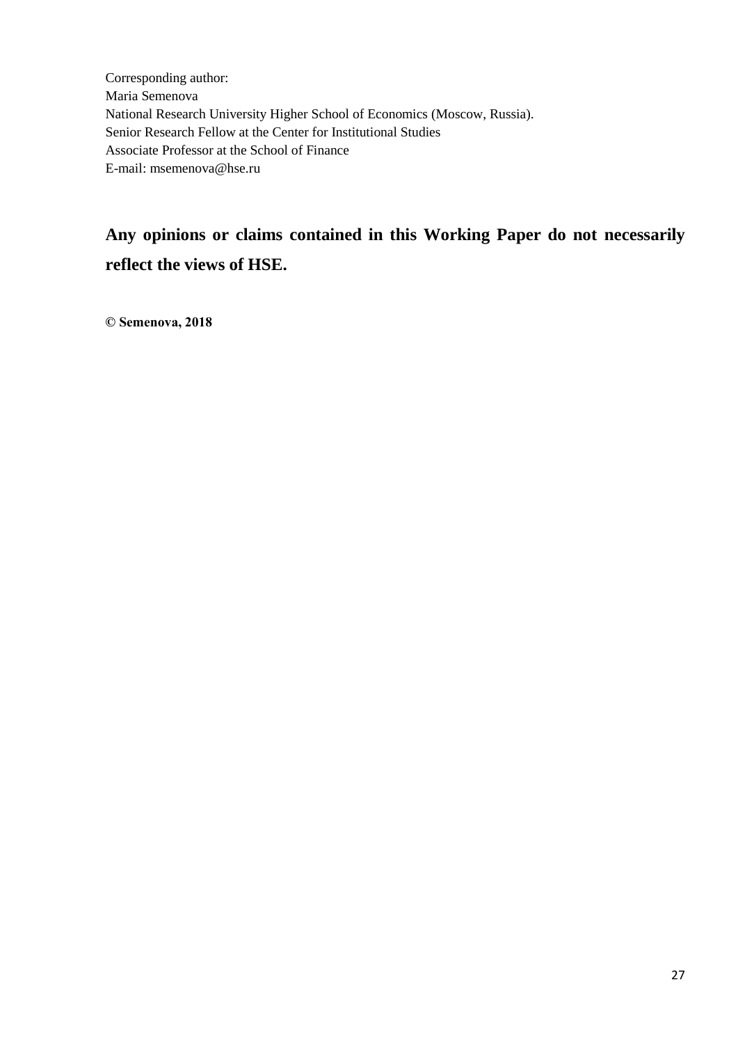Corresponding author:
Maria Semenova
National Research University Higher School of Economics (Moscow, Russia).
Senior Research Fellow at the Center for Institutional Studies
Associate Professor at the School of Finance
E-mail: msemenova@hse.ru

**Any opinions or claims contained in this Working Paper do not necessarily reflect the views of HSE.**

**© Semenova, 2018**